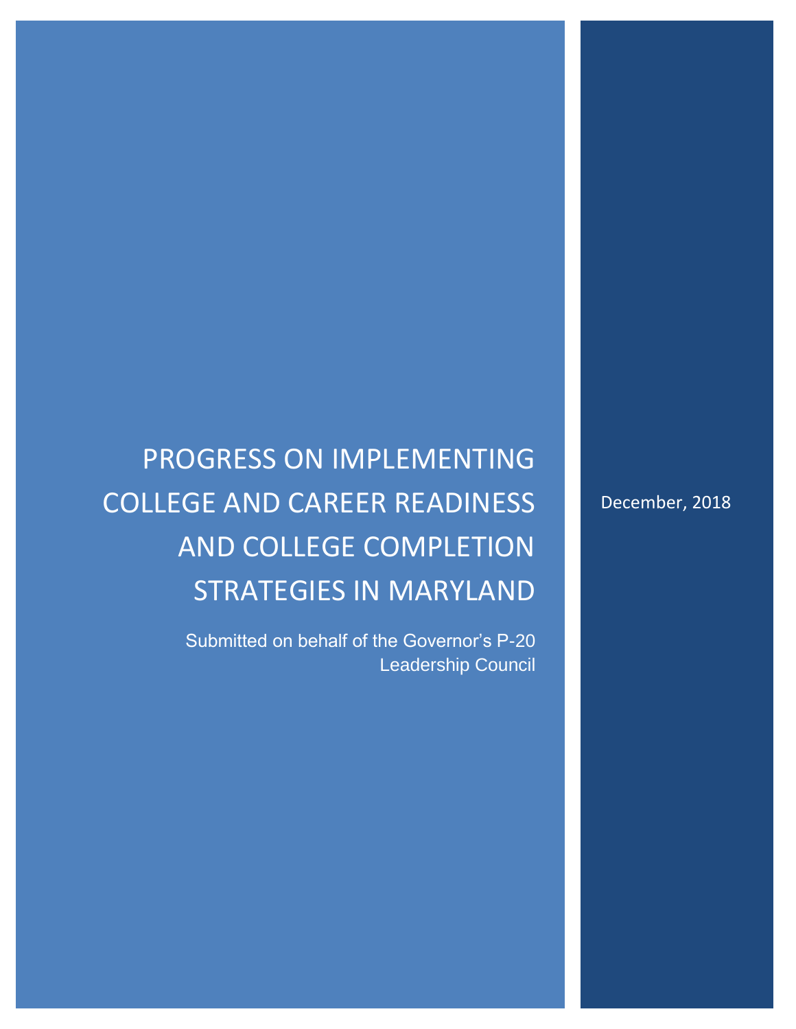# PROGRESS ON IMPLEMENTING COLLEGE AND CAREER READINESS AND COLLEGE COMPLETION STRATEGIES IN MARYLAND

Submitted on behalf of the Governor's P-20 Leadership Council

December, 2018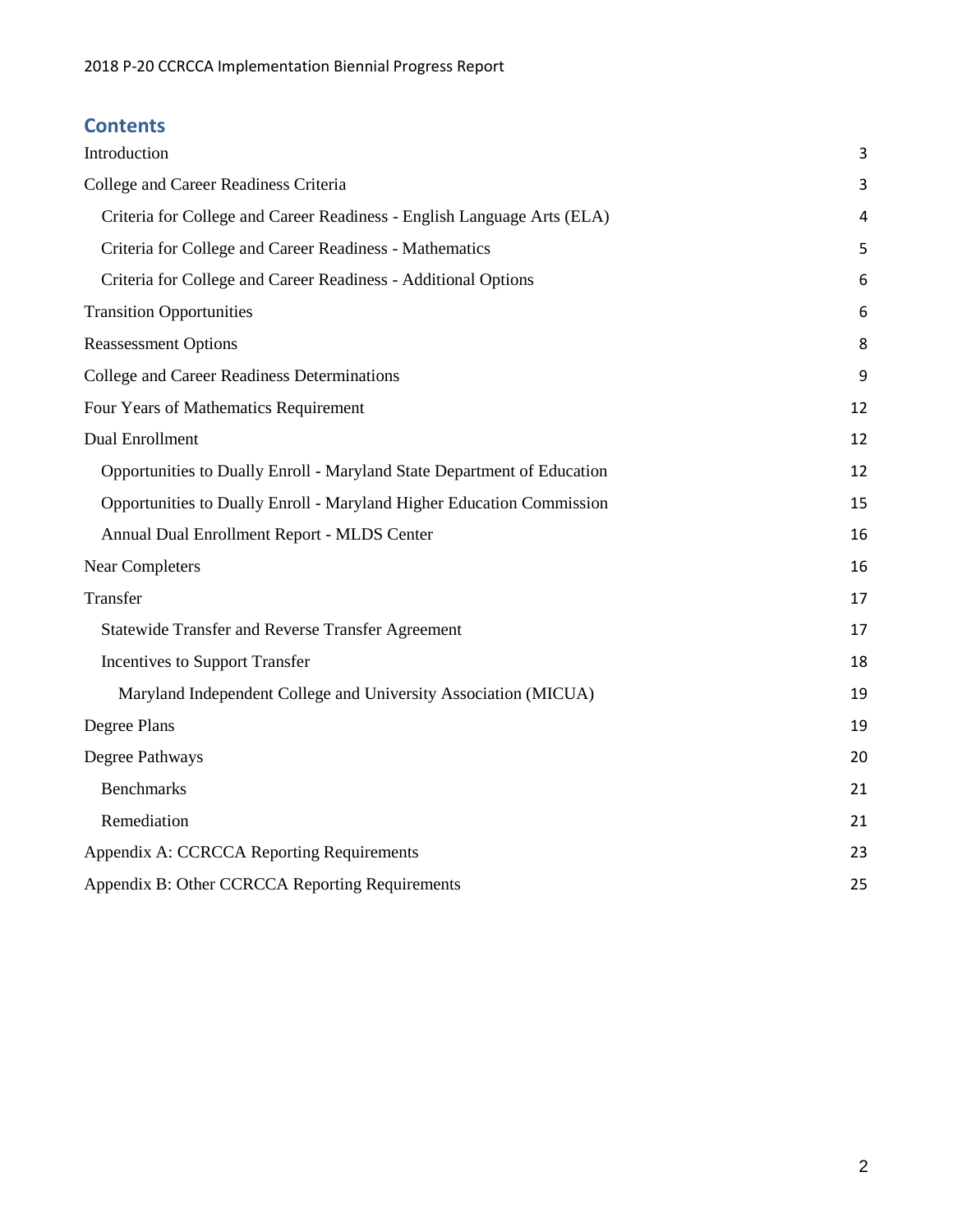## Contents

| | |
|---|---|
| Introduction | 3 |
| College and Career Readiness Criteria | 3 |
| Criteria for College and Career Readiness - English Language Arts (ELA) | 4 |
| Criteria for College and Career Readiness - Mathematics | 5 |
| Criteria for College and Career Readiness - Additional Options | 6 |
| Transition Opportunities | 6 |
| Reassessment Options | 8 |
| College and Career Readiness Determinations | 9 |
| Four Years of Mathematics Requirement | 12 |
| Dual Enrollment | 12 |
| Opportunities to Dually Enroll - Maryland State Department of Education | 12 |
| Opportunities to Dually Enroll - Maryland Higher Education Commission | 15 |
| Annual Dual Enrollment Report - MLDS Center | 16 |
| Near Completers | 16 |
| Transfer | 17 |
| Statewide Transfer and Reverse Transfer Agreement | 17 |
| Incentives to Support Transfer | 18 |
| Maryland Independent College and University Association (MICUA) | 19 |
| Degree Plans | 19 |
| Degree Pathways | 20 |
| Benchmarks | 21 |
| Remediation | 21 |
| Appendix A: CCRCCA Reporting Requirements | 23 |
| Appendix B: Other CCRCCA Reporting Requirements | 25 |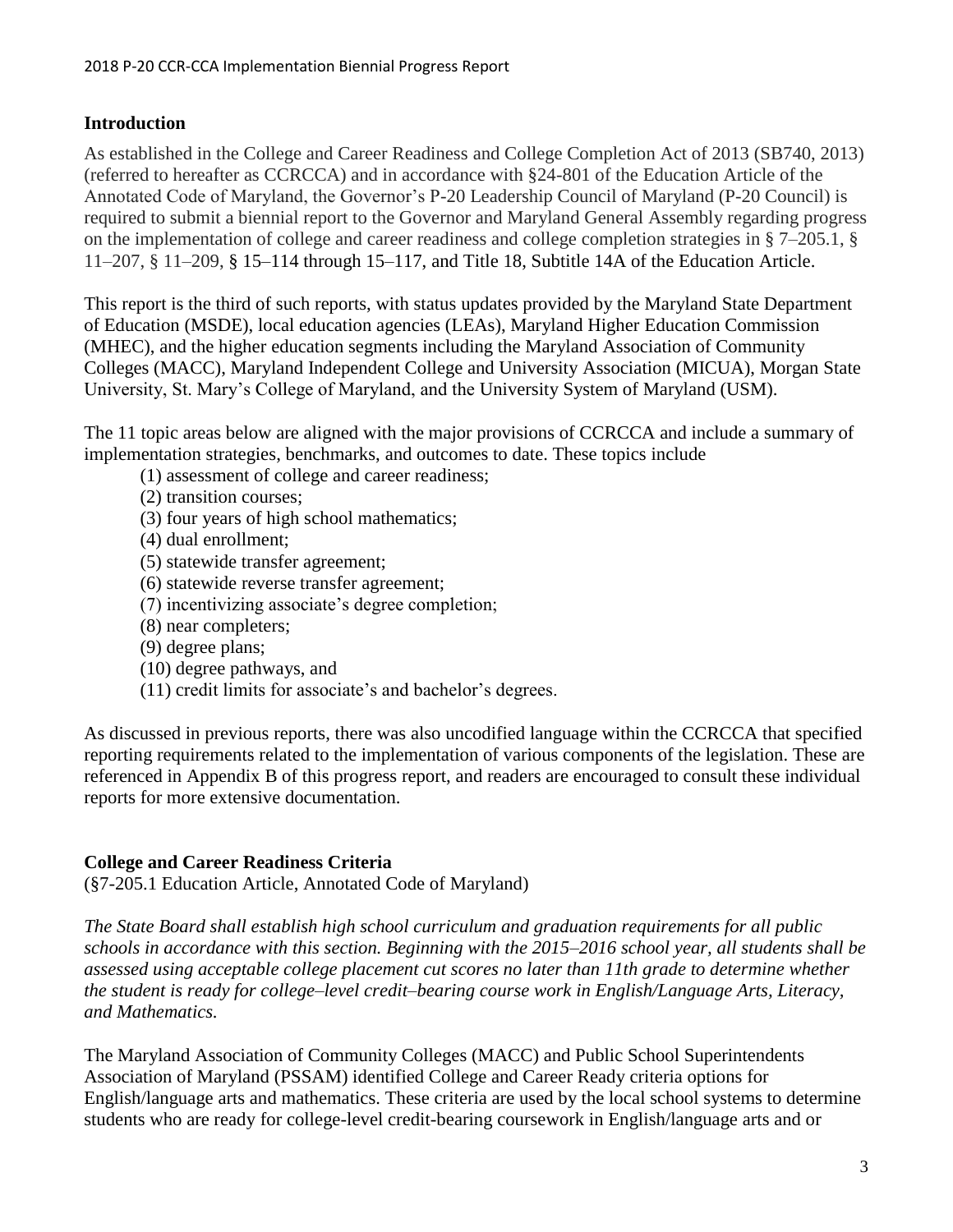## Introduction

As established in the College and Career Readiness and College Completion Act of 2013 (SB740, 2013) (referred to hereafter as CCRCCA) and in accordance with §24-801 of the Education Article of the Annotated Code of Maryland, the Governor's P-20 Leadership Council of Maryland (P-20 Council) is required to submit a biennial report to the Governor and Maryland General Assembly regarding progress on the implementation of college and career readiness and college completion strategies in § 7–205.1, § 11–207, § 11–209, § 15–114 through 15–117, and Title 18, Subtitle 14A of the Education Article.

This report is the third of such reports, with status updates provided by the Maryland State Department of Education (MSDE), local education agencies (LEAs), Maryland Higher Education Commission (MHEC), and the higher education segments including the Maryland Association of Community Colleges (MACC), Maryland Independent College and University Association (MICUA), Morgan State University, St. Mary's College of Maryland, and the University System of Maryland (USM).

The 11 topic areas below are aligned with the major provisions of CCRCCA and include a summary of implementation strategies, benchmarks, and outcomes to date. These topics include

(1) assessment of college and career readiness;
(2) transition courses;
(3) four years of high school mathematics;
(4) dual enrollment;
(5) statewide transfer agreement;
(6) statewide reverse transfer agreement;
(7) incentivizing associate's degree completion;
(8) near completers;
(9) degree plans;
(10) degree pathways, and
(11) credit limits for associate's and bachelor's degrees.

As discussed in previous reports, there was also uncodified language within the CCRCCA that specified reporting requirements related to the implementation of various components of the legislation. These are referenced in Appendix B of this progress report, and readers are encouraged to consult these individual reports for more extensive documentation.

## College and Career Readiness Criteria

(§7-205.1 Education Article, Annotated Code of Maryland)

*The State Board shall establish high school curriculum and graduation requirements for all public schools in accordance with this section. Beginning with the 2015–2016 school year, all students shall be assessed using acceptable college placement cut scores no later than 11th grade to determine whether the student is ready for college–level credit–bearing course work in English/Language Arts, Literacy, and Mathematics.*

The Maryland Association of Community Colleges (MACC) and Public School Superintendents Association of Maryland (PSSAM) identified College and Career Ready criteria options for English/language arts and mathematics. These criteria are used by the local school systems to determine students who are ready for college-level credit-bearing coursework in English/language arts and or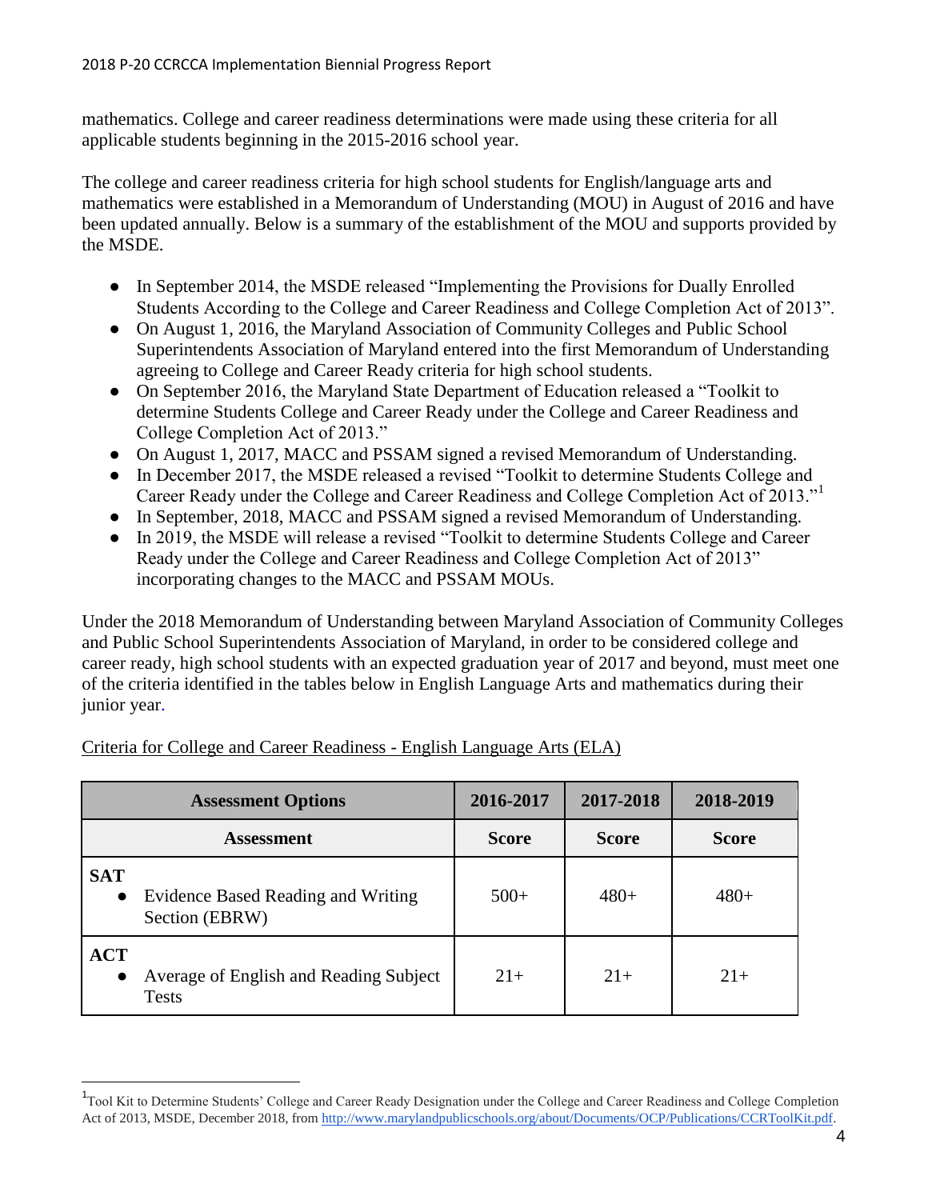mathematics. College and career readiness determinations were made using these criteria for all applicable students beginning in the 2015-2016 school year.

The college and career readiness criteria for high school students for English/language arts and mathematics were established in a Memorandum of Understanding (MOU) in August of 2016 and have been updated annually. Below is a summary of the establishment of the MOU and supports provided by the MSDE.

- In September 2014, the MSDE released "Implementing the Provisions for Dually Enrolled Students According to the College and Career Readiness and College Completion Act of 2013".
- On August 1, 2016, the Maryland Association of Community Colleges and Public School Superintendents Association of Maryland entered into the first Memorandum of Understanding agreeing to College and Career Ready criteria for high school students.
- On September 2016, the Maryland State Department of Education released a "Toolkit to determine Students College and Career Ready under the College and Career Readiness and College Completion Act of 2013."
- On August 1, 2017, MACC and PSSAM signed a revised Memorandum of Understanding.
- In December 2017, the MSDE released a revised "Toolkit to determine Students College and Career Ready under the College and Career Readiness and College Completion Act of 2013."[1]
- In September, 2018, MACC and PSSAM signed a revised Memorandum of Understanding.
- In 2019, the MSDE will release a revised "Toolkit to determine Students College and Career Ready under the College and Career Readiness and College Completion Act of 2013" incorporating changes to the MACC and PSSAM MOUs.

Under the 2018 Memorandum of Understanding between Maryland Association of Community Colleges and Public School Superintendents Association of Maryland, in order to be considered college and career ready, high school students with an expected graduation year of 2017 and beyond, must meet one of the criteria identified in the tables below in English Language Arts and mathematics during their junior year.

Criteria for College and Career Readiness - English Language Arts (ELA)

| Assessment Options | 2016-2017 | 2017-2018 | 2018-2019 |
|---|---|---|---|
| **Assessment** | **Score** | **Score** | **Score** |
| **SAT**<br>• Evidence Based Reading and Writing Section (EBRW) | 500+ | 480+ | 480+ |
| **ACT**<br>• Average of English and Reading Subject Tests | 21+ | 21+ | 21+ |

[1] Tool Kit to Determine Students' College and Career Ready Designation under the College and Career Readiness and College Completion Act of 2013, MSDE, December 2018, from http://www.marylandpublicschools.org/about/Documents/OCP/Publications/CCRToolKit.pdf.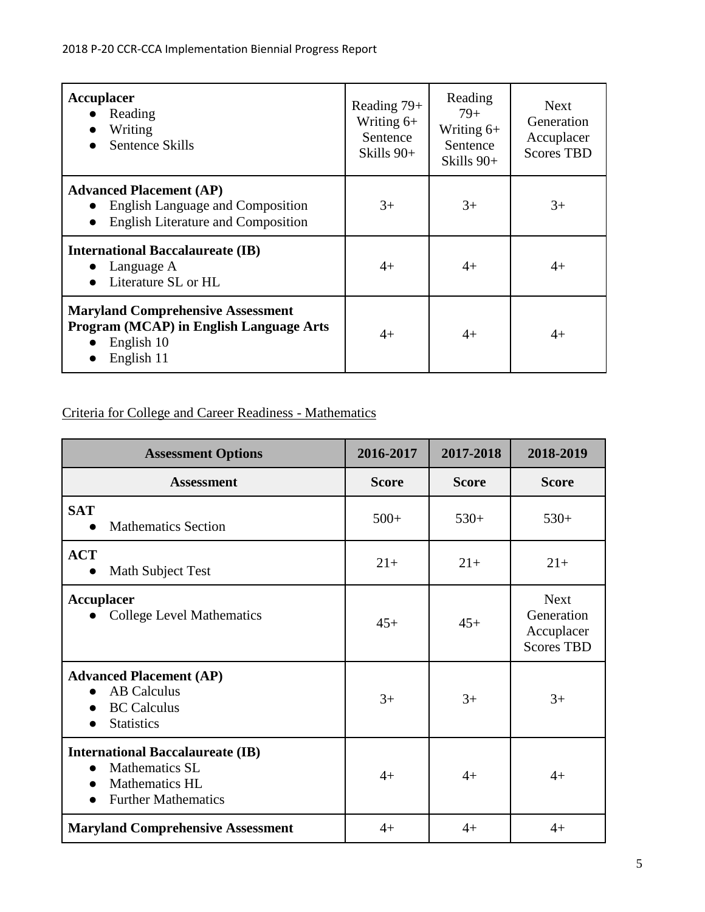| Assessment | Score | Score | Score |
|---|---|---|---|
| **Accuplacer**<br>● Reading<br>● Writing<br>● Sentence Skills | Reading 79+ Writing 6+ Sentence Skills 90+ | Reading 79+ Writing 6+ Sentence Skills 90+ | Next Generation Accuplacer Scores TBD |
| **Advanced Placement (AP)**<br>● English Language and Composition<br>● English Literature and Composition | 3+ | 3+ | 3+ |
| **International Baccalaureate (IB)**<br>● Language A<br>● Literature SL or HL | 4+ | 4+ | 4+ |
| **Maryland Comprehensive Assessment Program (MCAP) in English Language Arts**<br>● English 10<br>● English 11 | 4+ | 4+ | 4+ |

Criteria for College and Career Readiness - Mathematics

| Assessment Options | 2016-2017 | 2017-2018 | 2018-2019 |
|---|---|---|---|
| **Assessment** | **Score** | **Score** | **Score** |
| **SAT**<br>● Mathematics Section | 500+ | 530+ | 530+ |
| **ACT**<br>● Math Subject Test | 21+ | 21+ | 21+ |
| **Accuplacer**<br>● College Level Mathematics | 45+ | 45+ | Next Generation Accuplacer Scores TBD |
| **Advanced Placement (AP)**<br>● AB Calculus<br>● BC Calculus<br>● Statistics | 3+ | 3+ | 3+ |
| **International Baccalaureate (IB)**<br>● Mathematics SL<br>● Mathematics HL<br>● Further Mathematics | 4+ | 4+ | 4+ |
| **Maryland Comprehensive Assessment** | 4+ | 4+ | 4+ |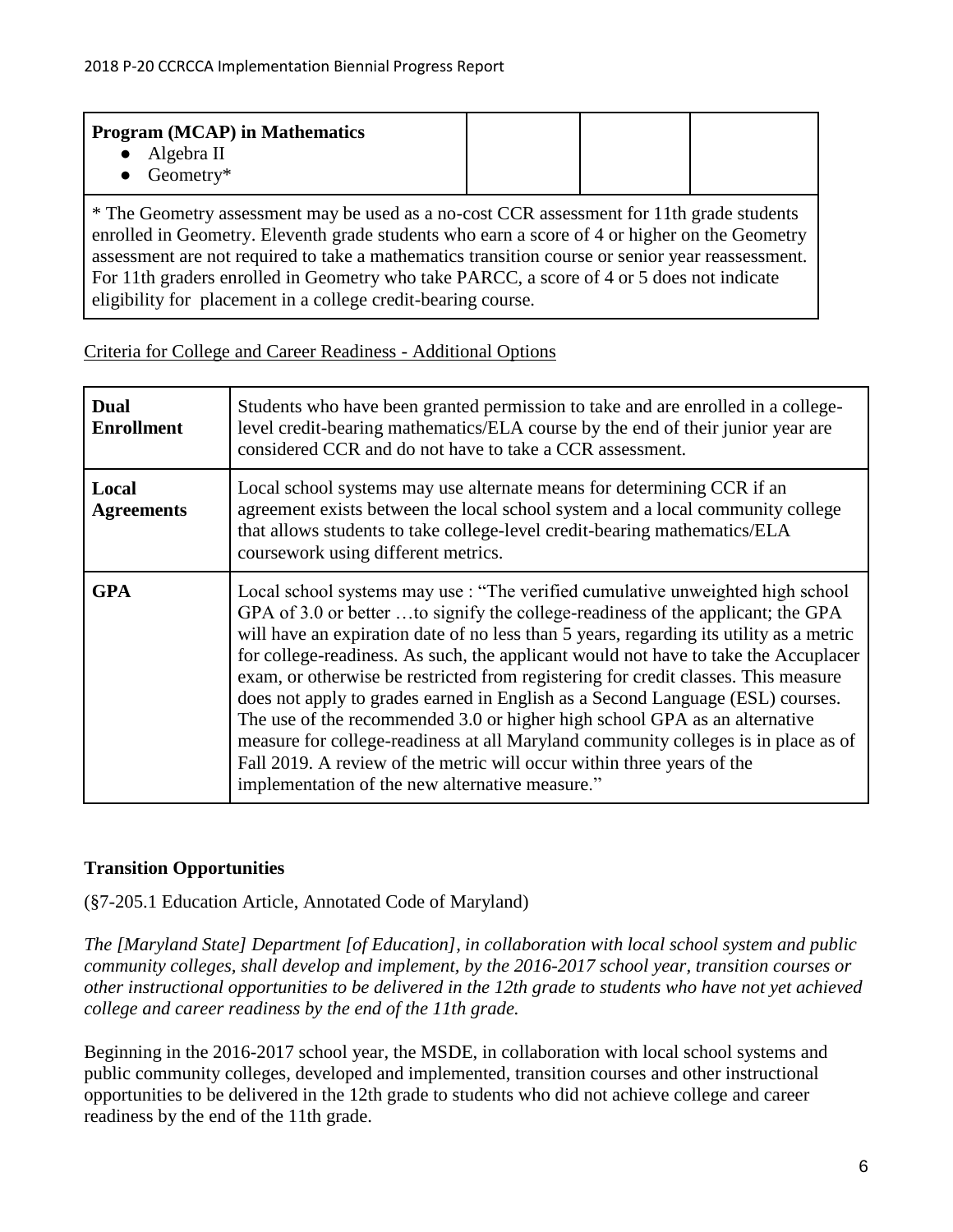| **Program (MCAP) in Mathematics**<br>● Algebra II<br>● Geometry* | | | |
|---|---|---|---|
| * The Geometry assessment may be used as a no-cost CCR assessment for 11th grade students enrolled in Geometry. Eleventh grade students who earn a score of 4 or higher on the Geometry assessment are not required to take a mathematics transition course or senior year reassessment. For 11th graders enrolled in Geometry who take PARCC, a score of 4 or 5 does not indicate eligibility for placement in a college credit-bearing course. | | | |

Criteria for College and Career Readiness - Additional Options

| | |
|---|---|
| **Dual Enrollment** | Students who have been granted permission to take and are enrolled in a college-level credit-bearing mathematics/ELA course by the end of their junior year are considered CCR and do not have to take a CCR assessment. |
| **Local Agreements** | Local school systems may use alternate means for determining CCR if an agreement exists between the local school system and a local community college that allows students to take college-level credit-bearing mathematics/ELA coursework using different metrics. |
| **GPA** | Local school systems may use : "The verified cumulative unweighted high school GPA of 3.0 or better …to signify the college-readiness of the applicant; the GPA will have an expiration date of no less than 5 years, regarding its utility as a metric for college-readiness. As such, the applicant would not have to take the Accuplacer exam, or otherwise be restricted from registering for credit classes. This measure does not apply to grades earned in English as a Second Language (ESL) courses. The use of the recommended 3.0 or higher high school GPA as an alternative measure for college-readiness at all Maryland community colleges is in place as of Fall 2019. A review of the metric will occur within three years of the implementation of the new alternative measure." |

## Transition Opportunities

(§7-205.1 Education Article, Annotated Code of Maryland)

*The [Maryland State] Department [of Education], in collaboration with local school system and public community colleges, shall develop and implement, by the 2016-2017 school year, transition courses or other instructional opportunities to be delivered in the 12th grade to students who have not yet achieved college and career readiness by the end of the 11th grade.*

Beginning in the 2016-2017 school year, the MSDE, in collaboration with local school systems and public community colleges, developed and implemented, transition courses and other instructional opportunities to be delivered in the 12th grade to students who did not achieve college and career readiness by the end of the 11th grade.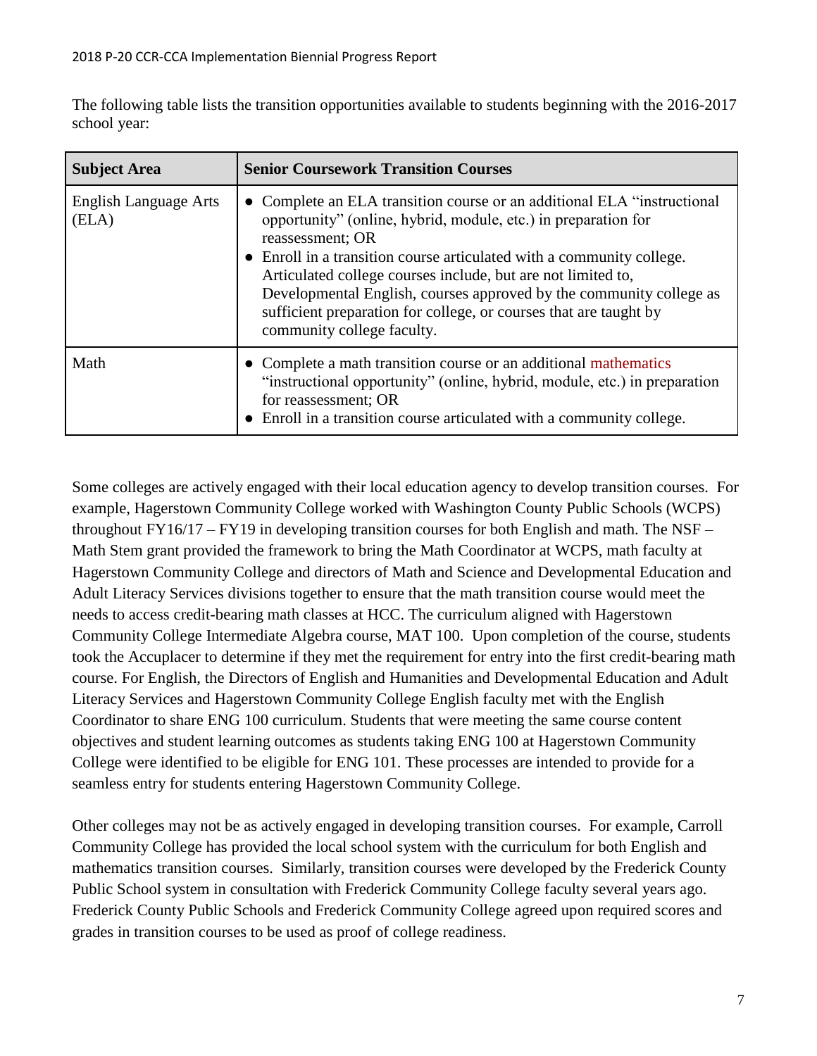The following table lists the transition opportunities available to students beginning with the 2016-2017 school year:

| Subject Area | Senior Coursework Transition Courses |
|---|---|
| English Language Arts (ELA) | • Complete an ELA transition course or an additional ELA "instructional opportunity" (online, hybrid, module, etc.) in preparation for reassessment; OR<br>• Enroll in a transition course articulated with a community college. Articulated college courses include, but are not limited to, Developmental English, courses approved by the community college as sufficient preparation for college, or courses that are taught by community college faculty. |
| Math | • Complete a math transition course or an additional mathematics "instructional opportunity" (online, hybrid, module, etc.) in preparation for reassessment; OR<br>• Enroll in a transition course articulated with a community college. |

Some colleges are actively engaged with their local education agency to develop transition courses. For example, Hagerstown Community College worked with Washington County Public Schools (WCPS) throughout FY16/17 – FY19 in developing transition courses for both English and math. The NSF – Math Stem grant provided the framework to bring the Math Coordinator at WCPS, math faculty at Hagerstown Community College and directors of Math and Science and Developmental Education and Adult Literacy Services divisions together to ensure that the math transition course would meet the needs to access credit-bearing math classes at HCC. The curriculum aligned with Hagerstown Community College Intermediate Algebra course, MAT 100. Upon completion of the course, students took the Accuplacer to determine if they met the requirement for entry into the first credit-bearing math course. For English, the Directors of English and Humanities and Developmental Education and Adult Literacy Services and Hagerstown Community College English faculty met with the English Coordinator to share ENG 100 curriculum. Students that were meeting the same course content objectives and student learning outcomes as students taking ENG 100 at Hagerstown Community College were identified to be eligible for ENG 101. These processes are intended to provide for a seamless entry for students entering Hagerstown Community College.

Other colleges may not be as actively engaged in developing transition courses. For example, Carroll Community College has provided the local school system with the curriculum for both English and mathematics transition courses. Similarly, transition courses were developed by the Frederick County Public School system in consultation with Frederick Community College faculty several years ago. Frederick County Public Schools and Frederick Community College agreed upon required scores and grades in transition courses to be used as proof of college readiness.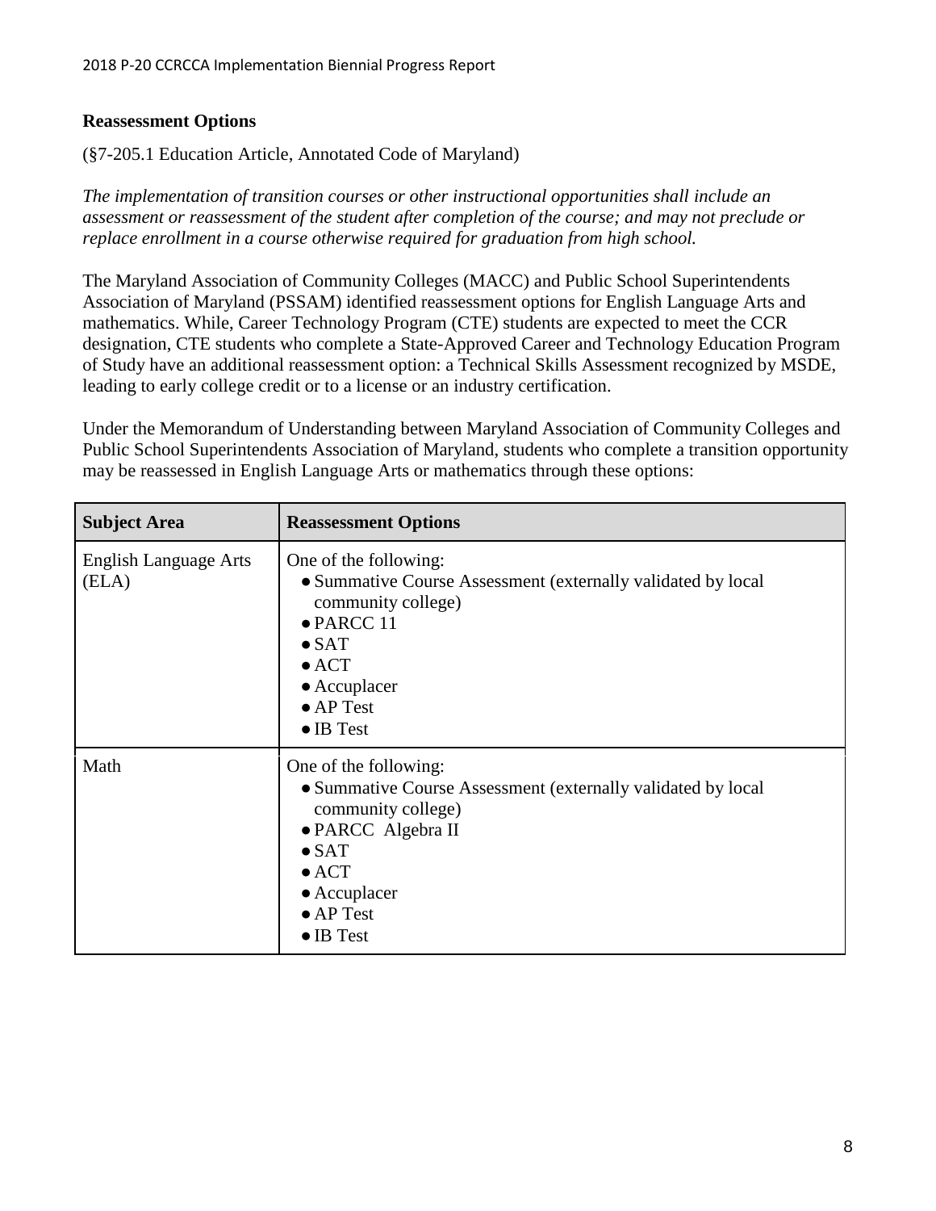## Reassessment Options

(§7-205.1 Education Article, Annotated Code of Maryland)

*The implementation of transition courses or other instructional opportunities shall include an assessment or reassessment of the student after completion of the course; and may not preclude or replace enrollment in a course otherwise required for graduation from high school.*

The Maryland Association of Community Colleges (MACC) and Public School Superintendents Association of Maryland (PSSAM) identified reassessment options for English Language Arts and mathematics. While, Career Technology Program (CTE) students are expected to meet the CCR designation, CTE students who complete a State-Approved Career and Technology Education Program of Study have an additional reassessment option: a Technical Skills Assessment recognized by MSDE, leading to early college credit or to a license or an industry certification.

Under the Memorandum of Understanding between Maryland Association of Community Colleges and Public School Superintendents Association of Maryland, students who complete a transition opportunity may be reassessed in English Language Arts or mathematics through these options:

| Subject Area | Reassessment Options |
| --- | --- |
| English Language Arts (ELA) | One of the following:<br>● Summative Course Assessment (externally validated by local community college)<br>● PARCC 11<br>● SAT<br>● ACT<br>● Accuplacer<br>● AP Test<br>● IB Test |
| Math | One of the following:<br>● Summative Course Assessment (externally validated by local community college)<br>● PARCC Algebra II<br>● SAT<br>● ACT<br>● Accuplacer<br>● AP Test<br>● IB Test |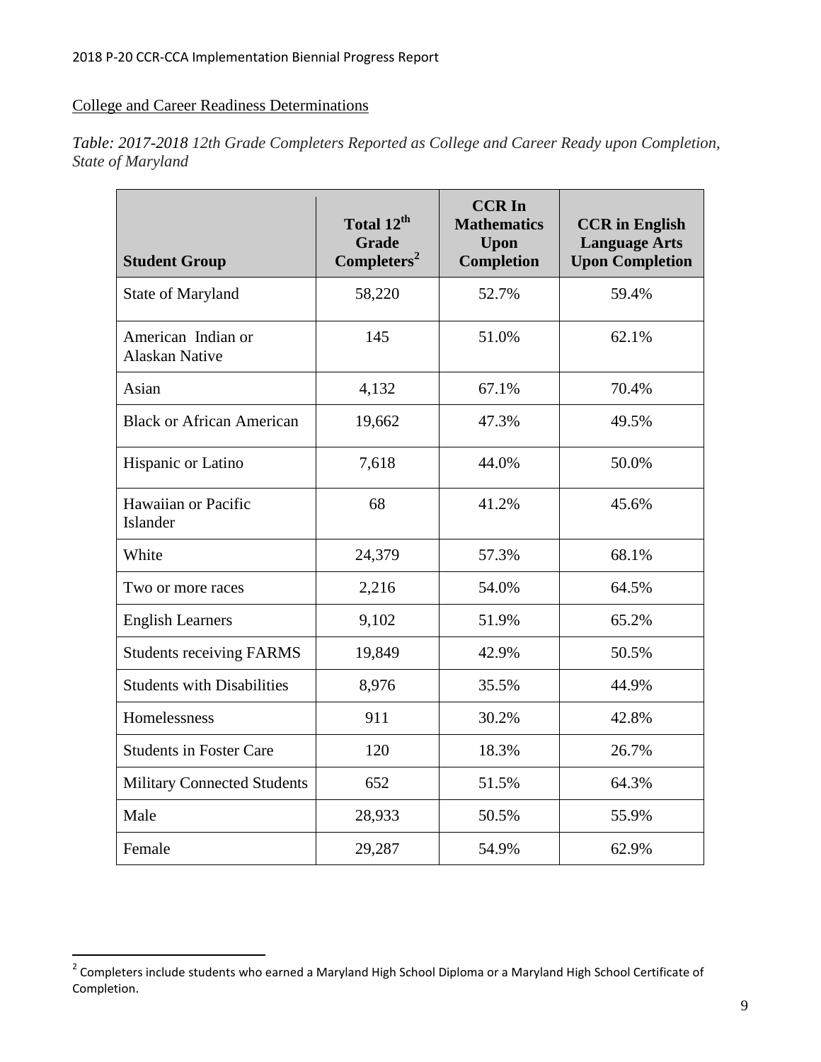## College and Career Readiness Determinations

*Table: 2017-2018 12th Grade Completers Reported as College and Career Ready upon Completion, State of Maryland*

| Student Group | Total 12th Grade Completers[2] | CCR In Mathematics Upon Completion | CCR in English Language Arts Upon Completion |
|---|---|---|---|
| State of Maryland | 58,220 | 52.7% | 59.4% |
| American Indian or Alaskan Native | 145 | 51.0% | 62.1% |
| Asian | 4,132 | 67.1% | 70.4% |
| Black or African American | 19,662 | 47.3% | 49.5% |
| Hispanic or Latino | 7,618 | 44.0% | 50.0% |
| Hawaiian or Pacific Islander | 68 | 41.2% | 45.6% |
| White | 24,379 | 57.3% | 68.1% |
| Two or more races | 2,216 | 54.0% | 64.5% |
| English Learners | 9,102 | 51.9% | 65.2% |
| Students receiving FARMS | 19,849 | 42.9% | 50.5% |
| Students with Disabilities | 8,976 | 35.5% | 44.9% |
| Homelessness | 911 | 30.2% | 42.8% |
| Students in Foster Care | 120 | 18.3% | 26.7% |
| Military Connected Students | 652 | 51.5% | 64.3% |
| Male | 28,933 | 50.5% | 55.9% |
| Female | 29,287 | 54.9% | 62.9% |

[2] Completers include students who earned a Maryland High School Diploma or a Maryland High School Certificate of Completion.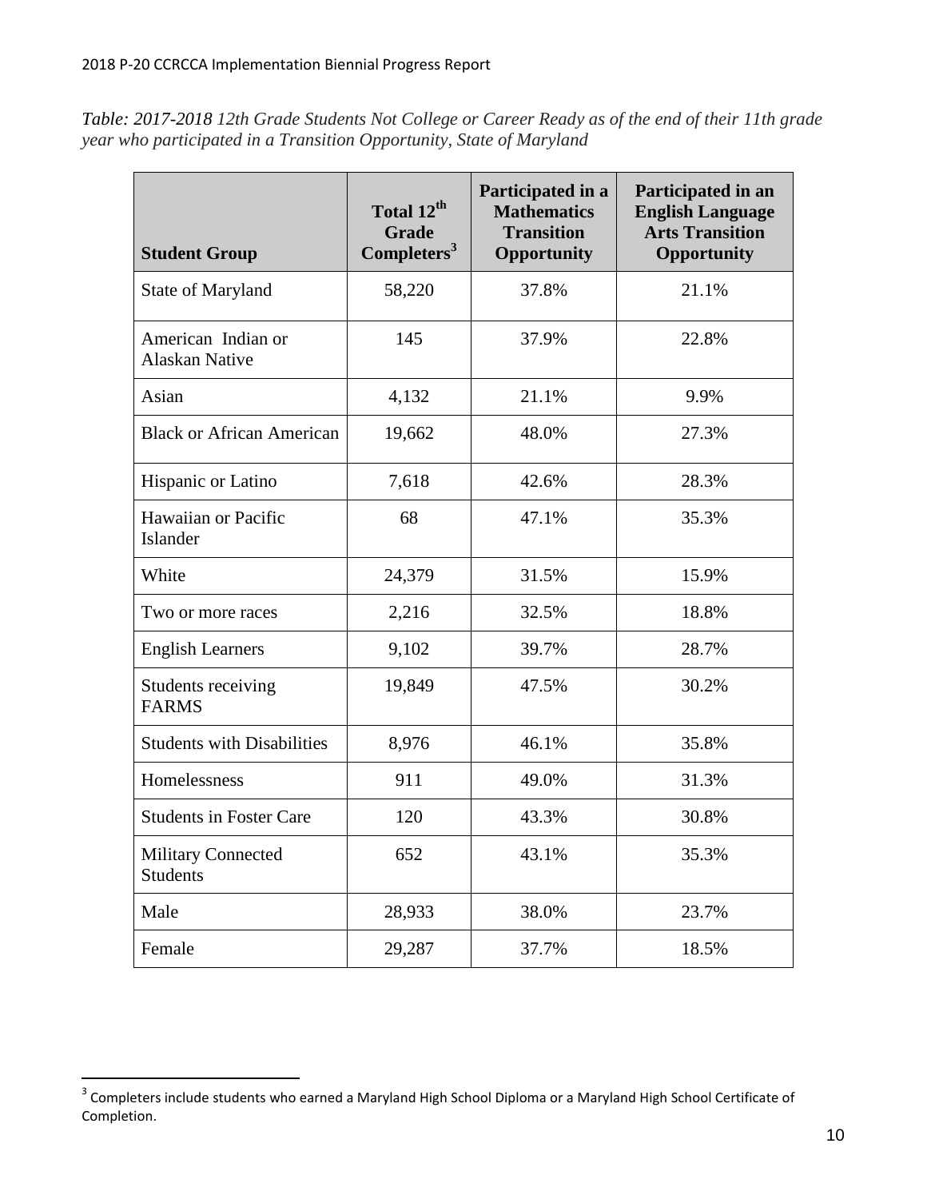*Table: 2017-2018 12th Grade Students Not College or Career Ready as of the end of their 11th grade year who participated in a Transition Opportunity, State of Maryland*

| Student Group | Total 12th Grade Completers[3] | Participated in a Mathematics Transition Opportunity | Participated in an English Language Arts Transition Opportunity |
|---|---|---|---|
| State of Maryland | 58,220 | 37.8% | 21.1% |
| American Indian or Alaskan Native | 145 | 37.9% | 22.8% |
| Asian | 4,132 | 21.1% | 9.9% |
| Black or African American | 19,662 | 48.0% | 27.3% |
| Hispanic or Latino | 7,618 | 42.6% | 28.3% |
| Hawaiian or Pacific Islander | 68 | 47.1% | 35.3% |
| White | 24,379 | 31.5% | 15.9% |
| Two or more races | 2,216 | 32.5% | 18.8% |
| English Learners | 9,102 | 39.7% | 28.7% |
| Students receiving FARMS | 19,849 | 47.5% | 30.2% |
| Students with Disabilities | 8,976 | 46.1% | 35.8% |
| Homelessness | 911 | 49.0% | 31.3% |
| Students in Foster Care | 120 | 43.3% | 30.8% |
| Military Connected Students | 652 | 43.1% | 35.3% |
| Male | 28,933 | 38.0% | 23.7% |
| Female | 29,287 | 37.7% | 18.5% |

[3] Completers include students who earned a Maryland High School Diploma or a Maryland High School Certificate of Completion.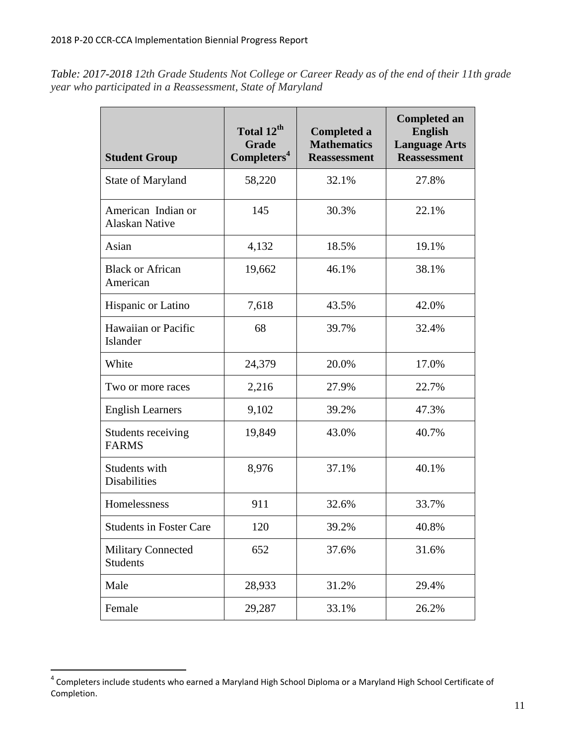*Table: 2017-2018 12th Grade Students Not College or Career Ready as of the end of their 11th grade year who participated in a Reassessment, State of Maryland*

| Student Group | Total 12th Grade Completers[4] | Completed a Mathematics Reassessment | Completed an English Language Arts Reassessment |
|---|---|---|---|
| State of Maryland | 58,220 | 32.1% | 27.8% |
| American Indian or Alaskan Native | 145 | 30.3% | 22.1% |
| Asian | 4,132 | 18.5% | 19.1% |
| Black or African American | 19,662 | 46.1% | 38.1% |
| Hispanic or Latino | 7,618 | 43.5% | 42.0% |
| Hawaiian or Pacific Islander | 68 | 39.7% | 32.4% |
| White | 24,379 | 20.0% | 17.0% |
| Two or more races | 2,216 | 27.9% | 22.7% |
| English Learners | 9,102 | 39.2% | 47.3% |
| Students receiving FARMS | 19,849 | 43.0% | 40.7% |
| Students with Disabilities | 8,976 | 37.1% | 40.1% |
| Homelessness | 911 | 32.6% | 33.7% |
| Students in Foster Care | 120 | 39.2% | 40.8% |
| Military Connected Students | 652 | 37.6% | 31.6% |
| Male | 28,933 | 31.2% | 29.4% |
| Female | 29,287 | 33.1% | 26.2% |

[4] Completers include students who earned a Maryland High School Diploma or a Maryland High School Certificate of Completion.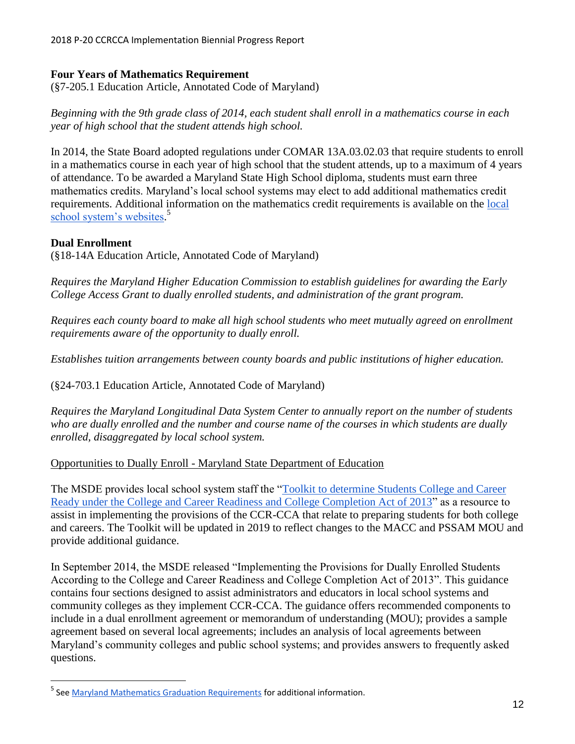**Four Years of Mathematics Requirement**

(§7-205.1 Education Article, Annotated Code of Maryland)

*Beginning with the 9th grade class of 2014, each student shall enroll in a mathematics course in each year of high school that the student attends high school.*

In 2014, the State Board adopted regulations under COMAR 13A.03.02.03 that require students to enroll in a mathematics course in each year of high school that the student attends, up to a maximum of 4 years of attendance. To be awarded a Maryland State High School diploma, students must earn three mathematics credits. Maryland's local school systems may elect to add additional mathematics credit requirements. Additional information on the mathematics credit requirements is available on the local school system's websites.[5]

**Dual Enrollment**

(§18-14A Education Article, Annotated Code of Maryland)

*Requires the Maryland Higher Education Commission to establish guidelines for awarding the Early College Access Grant to dually enrolled students, and administration of the grant program.*

*Requires each county board to make all high school students who meet mutually agreed on enrollment requirements aware of the opportunity to dually enroll.*

*Establishes tuition arrangements between county boards and public institutions of higher education.*

(§24-703.1 Education Article, Annotated Code of Maryland)

*Requires the Maryland Longitudinal Data System Center to annually report on the number of students who are dually enrolled and the number and course name of the courses in which students are dually enrolled, disaggregated by local school system.*

Opportunities to Dually Enroll - Maryland State Department of Education

The MSDE provides local school system staff the "Toolkit to determine Students College and Career Ready under the College and Career Readiness and College Completion Act of 2013" as a resource to assist in implementing the provisions of the CCR-CCA that relate to preparing students for both college and careers. The Toolkit will be updated in 2019 to reflect changes to the MACC and PSSAM MOU and provide additional guidance.

In September 2014, the MSDE released "Implementing the Provisions for Dually Enrolled Students According to the College and Career Readiness and College Completion Act of 2013". This guidance contains four sections designed to assist administrators and educators in local school systems and community colleges as they implement CCR-CCA. The guidance offers recommended components to include in a dual enrollment agreement or memorandum of understanding (MOU); provides a sample agreement based on several local agreements; includes an analysis of local agreements between Maryland's community colleges and public school systems; and provides answers to frequently asked questions.

[5] See Maryland Mathematics Graduation Requirements for additional information.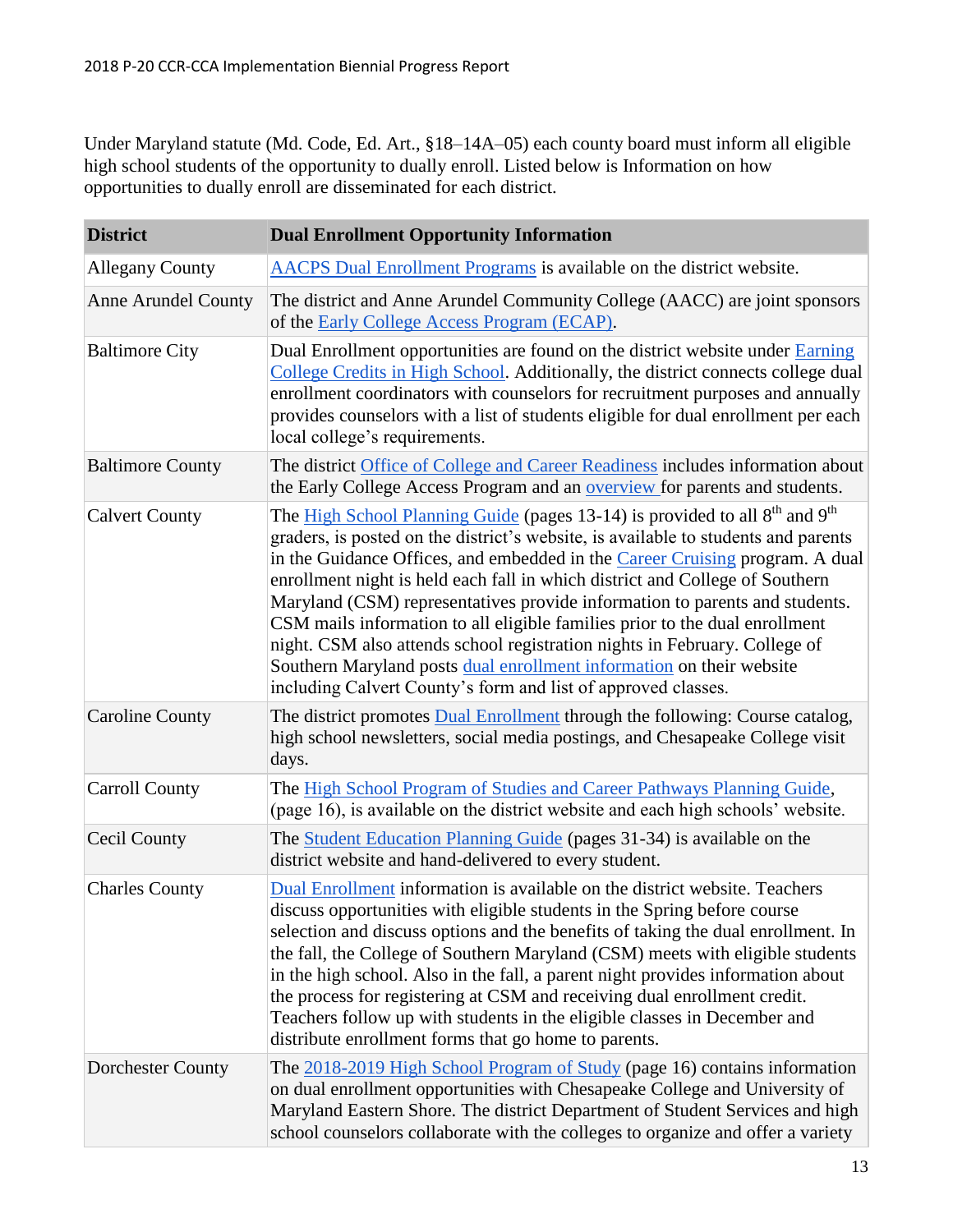Under Maryland statute (Md. Code, Ed. Art., §18–14A–05) each county board must inform all eligible high school students of the opportunity to dually enroll. Listed below is Information on how opportunities to dually enroll are disseminated for each district.

| District | Dual Enrollment Opportunity Information |
|---|---|
| Allegany County | AACPS Dual Enrollment Programs is available on the district website. |
| Anne Arundel County | The district and Anne Arundel Community College (AACC) are joint sponsors of the Early College Access Program (ECAP). |
| Baltimore City | Dual Enrollment opportunities are found on the district website under Earning College Credits in High School. Additionally, the district connects college dual enrollment coordinators with counselors for recruitment purposes and annually provides counselors with a list of students eligible for dual enrollment per each local college's requirements. |
| Baltimore County | The district Office of College and Career Readiness includes information about the Early College Access Program and an overview for parents and students. |
| Calvert County | The High School Planning Guide (pages 13-14) is provided to all 8th and 9th graders, is posted on the district's website, is available to students and parents in the Guidance Offices, and embedded in the Career Cruising program. A dual enrollment night is held each fall in which district and College of Southern Maryland (CSM) representatives provide information to parents and students. CSM mails information to all eligible families prior to the dual enrollment night. CSM also attends school registration nights in February. College of Southern Maryland posts dual enrollment information on their website including Calvert County's form and list of approved classes. |
| Caroline County | The district promotes Dual Enrollment through the following: Course catalog, high school newsletters, social media postings, and Chesapeake College visit days. |
| Carroll County | The High School Program of Studies and Career Pathways Planning Guide, (page 16), is available on the district website and each high schools' website. |
| Cecil County | The Student Education Planning Guide (pages 31-34) is available on the district website and hand-delivered to every student. |
| Charles County | Dual Enrollment information is available on the district website. Teachers discuss opportunities with eligible students in the Spring before course selection and discuss options and the benefits of taking the dual enrollment. In the fall, the College of Southern Maryland (CSM) meets with eligible students in the high school. Also in the fall, a parent night provides information about the process for registering at CSM and receiving dual enrollment credit. Teachers follow up with students in the eligible classes in December and distribute enrollment forms that go home to parents. |
| Dorchester County | The 2018-2019 High School Program of Study (page 16) contains information on dual enrollment opportunities with Chesapeake College and University of Maryland Eastern Shore. The district Department of Student Services and high school counselors collaborate with the colleges to organize and offer a variety |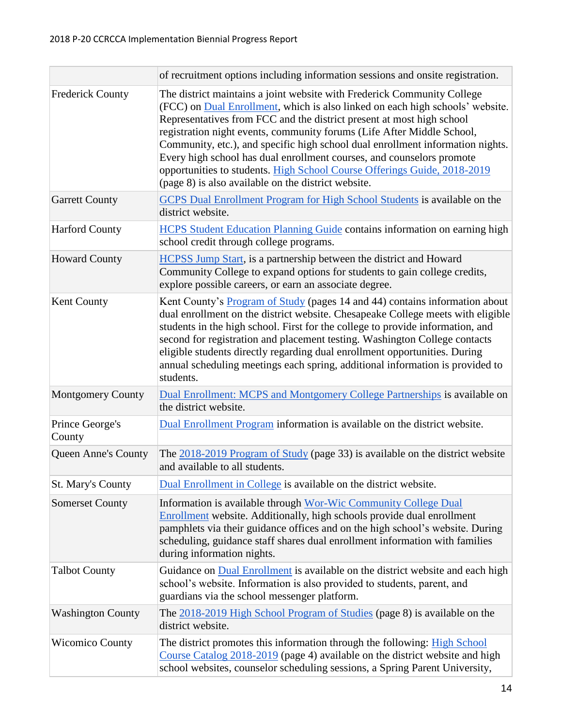| | |
|---|---|
| | of recruitment options including information sessions and onsite registration. |
| Frederick County | The district maintains a joint website with Frederick Community College (FCC) on Dual Enrollment, which is also linked on each high schools' website. Representatives from FCC and the district present at most high school registration night events, community forums (Life After Middle School, Community, etc.), and specific high school dual enrollment information nights. Every high school has dual enrollment courses, and counselors promote opportunities to students. High School Course Offerings Guide, 2018-2019 (page 8) is also available on the district website. |
| Garrett County | GCPS Dual Enrollment Program for High School Students is available on the district website. |
| Harford County | HCPS Student Education Planning Guide contains information on earning high school credit through college programs. |
| Howard County | HCPSS Jump Start, is a partnership between the district and Howard Community College to expand options for students to gain college credits, explore possible careers, or earn an associate degree. |
| Kent County | Kent County's Program of Study (pages 14 and 44) contains information about dual enrollment on the district website. Chesapeake College meets with eligible students in the high school. First for the college to provide information, and second for registration and placement testing. Washington College contacts eligible students directly regarding dual enrollment opportunities. During annual scheduling meetings each spring, additional information is provided to students. |
| Montgomery County | Dual Enrollment: MCPS and Montgomery College Partnerships is available on the district website. |
| Prince George's County | Dual Enrollment Program information is available on the district website. |
| Queen Anne's County | The 2018-2019 Program of Study (page 33) is available on the district website and available to all students. |
| St. Mary's County | Dual Enrollment in College is available on the district website. |
| Somerset County | Information is available through Wor-Wic Community College Dual Enrollment website. Additionally, high schools provide dual enrollment pamphlets via their guidance offices and on the high school's website. During scheduling, guidance staff shares dual enrollment information with families during information nights. |
| Talbot County | Guidance on Dual Enrollment is available on the district website and each high school's website. Information is also provided to students, parent, and guardians via the school messenger platform. |
| Washington County | The 2018-2019 High School Program of Studies (page 8) is available on the district website. |
| Wicomico County | The district promotes this information through the following: High School Course Catalog 2018-2019 (page 4) available on the district website and high school websites, counselor scheduling sessions, a Spring Parent University, |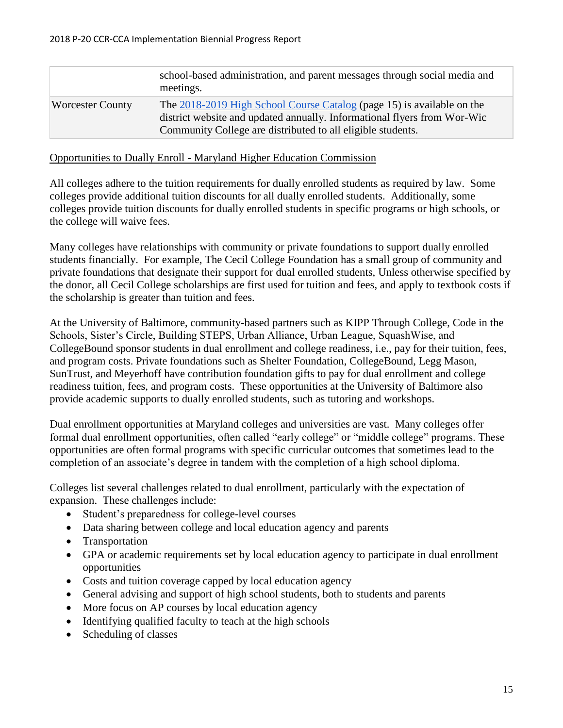| | |
|---|---|
| | school-based administration, and parent messages through social media and meetings. |
| Worcester County | The [2018-2019 High School Course Catalog](#) (page 15) is available on the district website and updated annually. Informational flyers from Wor-Wic Community College are distributed to all eligible students. |

Opportunities to Dually Enroll - Maryland Higher Education Commission

All colleges adhere to the tuition requirements for dually enrolled students as required by law. Some colleges provide additional tuition discounts for all dually enrolled students. Additionally, some colleges provide tuition discounts for dually enrolled students in specific programs or high schools, or the college will waive fees.

Many colleges have relationships with community or private foundations to support dually enrolled students financially. For example, The Cecil College Foundation has a small group of community and private foundations that designate their support for dual enrolled students, Unless otherwise specified by the donor, all Cecil College scholarships are first used for tuition and fees, and apply to textbook costs if the scholarship is greater than tuition and fees.

At the University of Baltimore, community-based partners such as KIPP Through College, Code in the Schools, Sister's Circle, Building STEPS, Urban Alliance, Urban League, SquashWise, and CollegeBound sponsor students in dual enrollment and college readiness, i.e., pay for their tuition, fees, and program costs. Private foundations such as Shelter Foundation, CollegeBound, Legg Mason, SunTrust, and Meyerhoff have contribution foundation gifts to pay for dual enrollment and college readiness tuition, fees, and program costs. These opportunities at the University of Baltimore also provide academic supports to dually enrolled students, such as tutoring and workshops.

Dual enrollment opportunities at Maryland colleges and universities are vast. Many colleges offer formal dual enrollment opportunities, often called "early college" or "middle college" programs. These opportunities are often formal programs with specific curricular outcomes that sometimes lead to the completion of an associate's degree in tandem with the completion of a high school diploma.

Colleges list several challenges related to dual enrollment, particularly with the expectation of expansion. These challenges include:

- Student's preparedness for college-level courses
- Data sharing between college and local education agency and parents
- Transportation
- GPA or academic requirements set by local education agency to participate in dual enrollment opportunities
- Costs and tuition coverage capped by local education agency
- General advising and support of high school students, both to students and parents
- More focus on AP courses by local education agency
- Identifying qualified faculty to teach at the high schools
- Scheduling of classes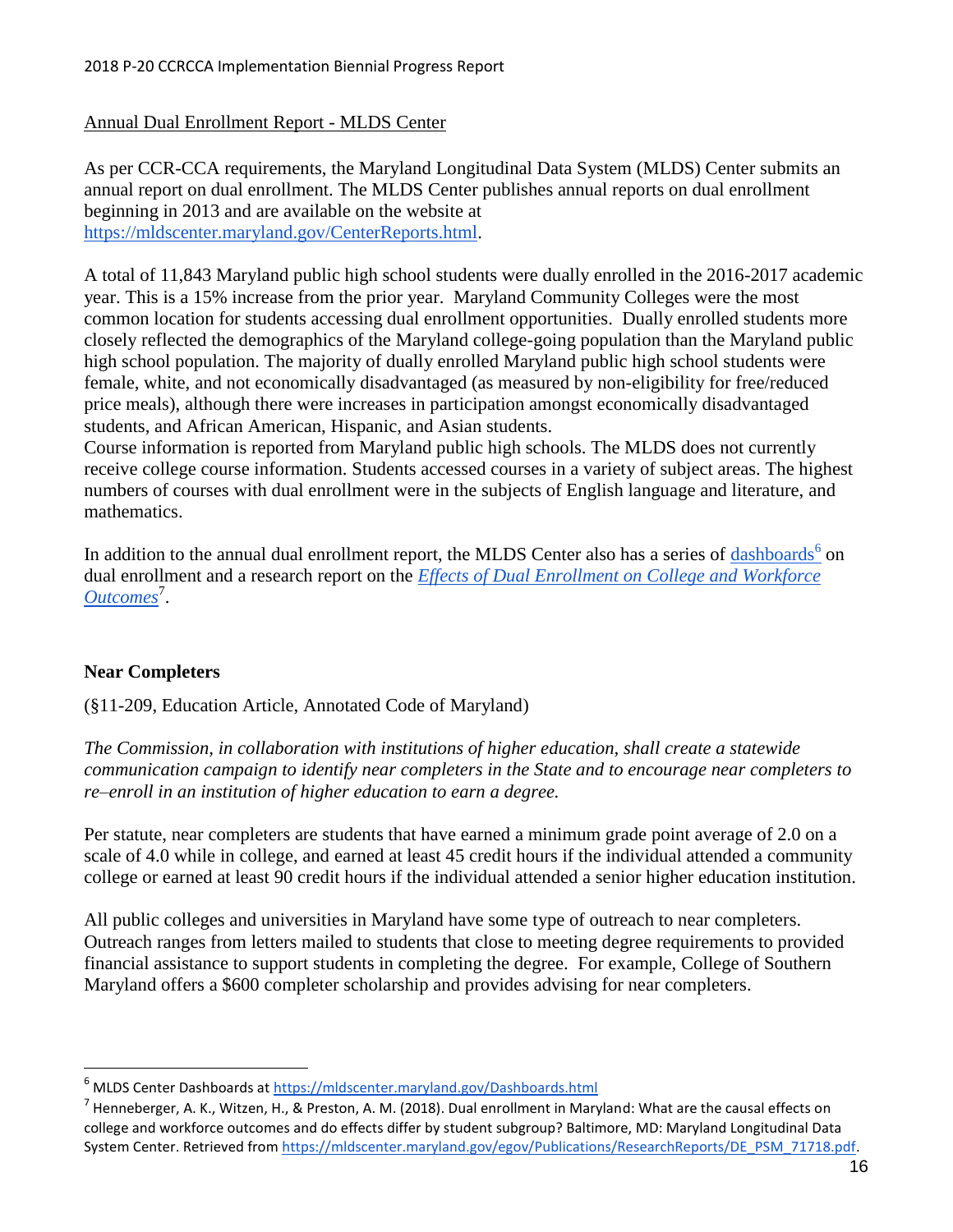Annual Dual Enrollment Report - MLDS Center

As per CCR-CCA requirements, the Maryland Longitudinal Data System (MLDS) Center submits an annual report on dual enrollment. The MLDS Center publishes annual reports on dual enrollment beginning in 2013 and are available on the website at https://mldscenter.maryland.gov/CenterReports.html.

A total of 11,843 Maryland public high school students were dually enrolled in the 2016-2017 academic year. This is a 15% increase from the prior year. Maryland Community Colleges were the most common location for students accessing dual enrollment opportunities. Dually enrolled students more closely reflected the demographics of the Maryland college-going population than the Maryland public high school population. The majority of dually enrolled Maryland public high school students were female, white, and not economically disadvantaged (as measured by non-eligibility for free/reduced price meals), although there were increases in participation amongst economically disadvantaged students, and African American, Hispanic, and Asian students.
Course information is reported from Maryland public high schools. The MLDS does not currently receive college course information. Students accessed courses in a variety of subject areas. The highest numbers of courses with dual enrollment were in the subjects of English language and literature, and mathematics.

In addition to the annual dual enrollment report, the MLDS Center also has a series of dashboards[6] on dual enrollment and a research report on the *Effects of Dual Enrollment on College and Workforce Outcomes*[7].

## Near Completers

(§11-209, Education Article, Annotated Code of Maryland)

*The Commission, in collaboration with institutions of higher education, shall create a statewide communication campaign to identify near completers in the State and to encourage near completers to re–enroll in an institution of higher education to earn a degree.*

Per statute, near completers are students that have earned a minimum grade point average of 2.0 on a scale of 4.0 while in college, and earned at least 45 credit hours if the individual attended a community college or earned at least 90 credit hours if the individual attended a senior higher education institution.

All public colleges and universities in Maryland have some type of outreach to near completers. Outreach ranges from letters mailed to students that close to meeting degree requirements to provided financial assistance to support students in completing the degree. For example, College of Southern Maryland offers a $600 completer scholarship and provides advising for near completers.

---

[6] MLDS Center Dashboards at https://mldscenter.maryland.gov/Dashboards.html

[7] Henneberger, A. K., Witzen, H., & Preston, A. M. (2018). Dual enrollment in Maryland: What are the causal effects on college and workforce outcomes and do effects differ by student subgroup? Baltimore, MD: Maryland Longitudinal Data System Center. Retrieved from https://mldscenter.maryland.gov/egov/Publications/ResearchReports/DE_PSM_71718.pdf.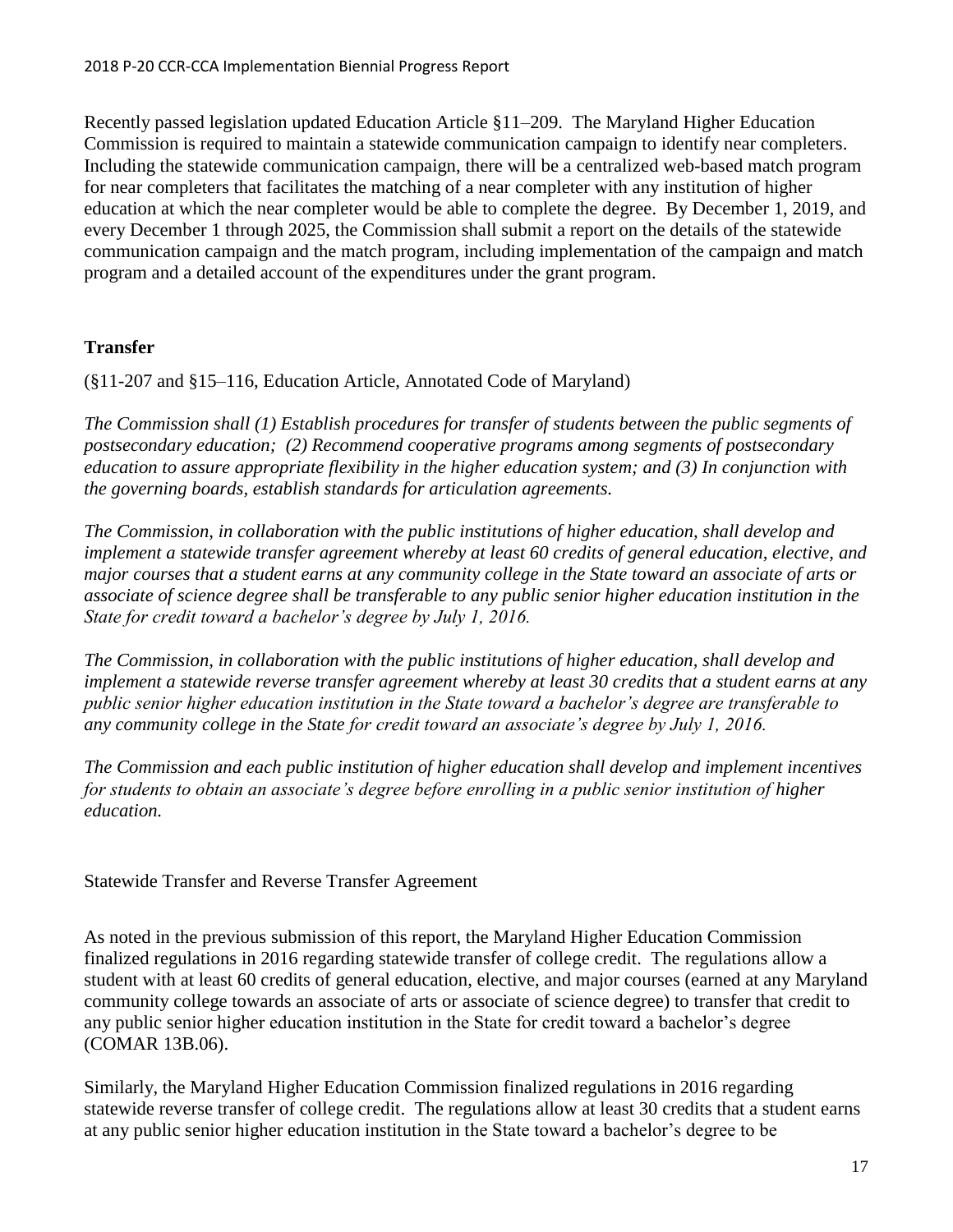Recently passed legislation updated Education Article §11–209. The Maryland Higher Education Commission is required to maintain a statewide communication campaign to identify near completers. Including the statewide communication campaign, there will be a centralized web-based match program for near completers that facilitates the matching of a near completer with any institution of higher education at which the near completer would be able to complete the degree. By December 1, 2019, and every December 1 through 2025, the Commission shall submit a report on the details of the statewide communication campaign and the match program, including implementation of the campaign and match program and a detailed account of the expenditures under the grant program.

## Transfer

(§11-207 and §15–116, Education Article, Annotated Code of Maryland)

*The Commission shall (1) Establish procedures for transfer of students between the public segments of postsecondary education; (2) Recommend cooperative programs among segments of postsecondary education to assure appropriate flexibility in the higher education system; and (3) In conjunction with the governing boards, establish standards for articulation agreements.*

*The Commission, in collaboration with the public institutions of higher education, shall develop and implement a statewide transfer agreement whereby at least 60 credits of general education, elective, and major courses that a student earns at any community college in the State toward an associate of arts or associate of science degree shall be transferable to any public senior higher education institution in the State for credit toward a bachelor's degree by July 1, 2016.*

*The Commission, in collaboration with the public institutions of higher education, shall develop and implement a statewide reverse transfer agreement whereby at least 30 credits that a student earns at any public senior higher education institution in the State toward a bachelor's degree are transferable to any community college in the State for credit toward an associate's degree by July 1, 2016.*

*The Commission and each public institution of higher education shall develop and implement incentives for students to obtain an associate's degree before enrolling in a public senior institution of higher education.*

Statewide Transfer and Reverse Transfer Agreement

As noted in the previous submission of this report, the Maryland Higher Education Commission finalized regulations in 2016 regarding statewide transfer of college credit. The regulations allow a student with at least 60 credits of general education, elective, and major courses (earned at any Maryland community college towards an associate of arts or associate of science degree) to transfer that credit to any public senior higher education institution in the State for credit toward a bachelor's degree (COMAR 13B.06).

Similarly, the Maryland Higher Education Commission finalized regulations in 2016 regarding statewide reverse transfer of college credit. The regulations allow at least 30 credits that a student earns at any public senior higher education institution in the State toward a bachelor's degree to be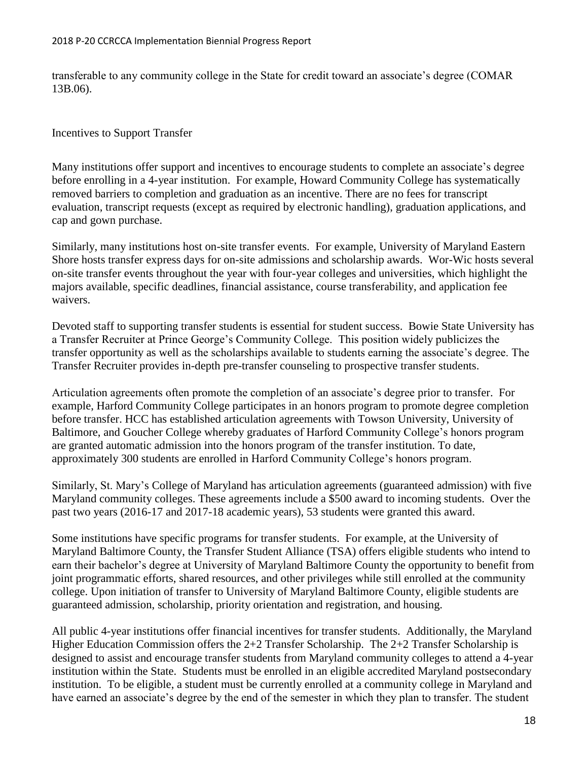transferable to any community college in the State for credit toward an associate's degree (COMAR 13B.06).

## Incentives to Support Transfer

Many institutions offer support and incentives to encourage students to complete an associate's degree before enrolling in a 4-year institution. For example, Howard Community College has systematically removed barriers to completion and graduation as an incentive. There are no fees for transcript evaluation, transcript requests (except as required by electronic handling), graduation applications, and cap and gown purchase.

Similarly, many institutions host on-site transfer events. For example, University of Maryland Eastern Shore hosts transfer express days for on-site admissions and scholarship awards. Wor-Wic hosts several on-site transfer events throughout the year with four-year colleges and universities, which highlight the majors available, specific deadlines, financial assistance, course transferability, and application fee waivers.

Devoted staff to supporting transfer students is essential for student success. Bowie State University has a Transfer Recruiter at Prince George's Community College. This position widely publicizes the transfer opportunity as well as the scholarships available to students earning the associate's degree. The Transfer Recruiter provides in-depth pre-transfer counseling to prospective transfer students.

Articulation agreements often promote the completion of an associate's degree prior to transfer. For example, Harford Community College participates in an honors program to promote degree completion before transfer. HCC has established articulation agreements with Towson University, University of Baltimore, and Goucher College whereby graduates of Harford Community College's honors program are granted automatic admission into the honors program of the transfer institution. To date, approximately 300 students are enrolled in Harford Community College's honors program.

Similarly, St. Mary's College of Maryland has articulation agreements (guaranteed admission) with five Maryland community colleges. These agreements include a $500 award to incoming students. Over the past two years (2016-17 and 2017-18 academic years), 53 students were granted this award.

Some institutions have specific programs for transfer students. For example, at the University of Maryland Baltimore County, the Transfer Student Alliance (TSA) offers eligible students who intend to earn their bachelor's degree at University of Maryland Baltimore County the opportunity to benefit from joint programmatic efforts, shared resources, and other privileges while still enrolled at the community college. Upon initiation of transfer to University of Maryland Baltimore County, eligible students are guaranteed admission, scholarship, priority orientation and registration, and housing.

All public 4-year institutions offer financial incentives for transfer students. Additionally, the Maryland Higher Education Commission offers the 2+2 Transfer Scholarship. The 2+2 Transfer Scholarship is designed to assist and encourage transfer students from Maryland community colleges to attend a 4-year institution within the State. Students must be enrolled in an eligible accredited Maryland postsecondary institution. To be eligible, a student must be currently enrolled at a community college in Maryland and have earned an associate's degree by the end of the semester in which they plan to transfer. The student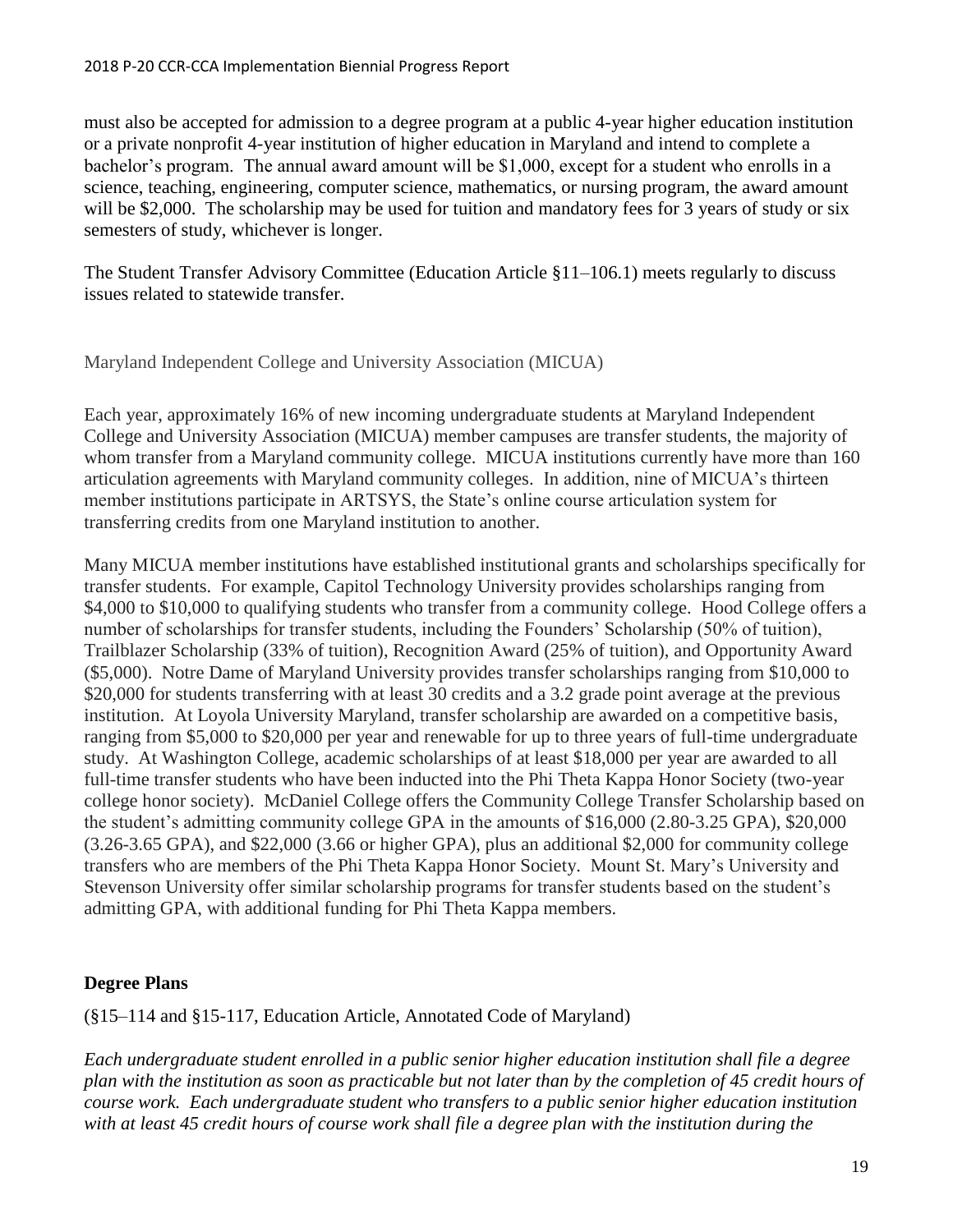must also be accepted for admission to a degree program at a public 4-year higher education institution or a private nonprofit 4-year institution of higher education in Maryland and intend to complete a bachelor's program. The annual award amount will be $1,000, except for a student who enrolls in a science, teaching, engineering, computer science, mathematics, or nursing program, the award amount will be $2,000. The scholarship may be used for tuition and mandatory fees for 3 years of study or six semesters of study, whichever is longer.

The Student Transfer Advisory Committee (Education Article §11–106.1) meets regularly to discuss issues related to statewide transfer.

### Maryland Independent College and University Association (MICUA)

Each year, approximately 16% of new incoming undergraduate students at Maryland Independent College and University Association (MICUA) member campuses are transfer students, the majority of whom transfer from a Maryland community college. MICUA institutions currently have more than 160 articulation agreements with Maryland community colleges. In addition, nine of MICUA's thirteen member institutions participate in ARTSYS, the State's online course articulation system for transferring credits from one Maryland institution to another.

Many MICUA member institutions have established institutional grants and scholarships specifically for transfer students. For example, Capitol Technology University provides scholarships ranging from $4,000 to $10,000 to qualifying students who transfer from a community college. Hood College offers a number of scholarships for transfer students, including the Founders' Scholarship (50% of tuition), Trailblazer Scholarship (33% of tuition), Recognition Award (25% of tuition), and Opportunity Award ($5,000). Notre Dame of Maryland University provides transfer scholarships ranging from $10,000 to $20,000 for students transferring with at least 30 credits and a 3.2 grade point average at the previous institution. At Loyola University Maryland, transfer scholarship are awarded on a competitive basis, ranging from $5,000 to $20,000 per year and renewable for up to three years of full-time undergraduate study. At Washington College, academic scholarships of at least $18,000 per year are awarded to all full-time transfer students who have been inducted into the Phi Theta Kappa Honor Society (two-year college honor society). McDaniel College offers the Community College Transfer Scholarship based on the student's admitting community college GPA in the amounts of $16,000 (2.80-3.25 GPA), $20,000 (3.26-3.65 GPA), and $22,000 (3.66 or higher GPA), plus an additional $2,000 for community college transfers who are members of the Phi Theta Kappa Honor Society. Mount St. Mary's University and Stevenson University offer similar scholarship programs for transfer students based on the student's admitting GPA, with additional funding for Phi Theta Kappa members.

## Degree Plans

(§15–114 and §15-117, Education Article, Annotated Code of Maryland)

*Each undergraduate student enrolled in a public senior higher education institution shall file a degree plan with the institution as soon as practicable but not later than by the completion of 45 credit hours of course work. Each undergraduate student who transfers to a public senior higher education institution with at least 45 credit hours of course work shall file a degree plan with the institution during the*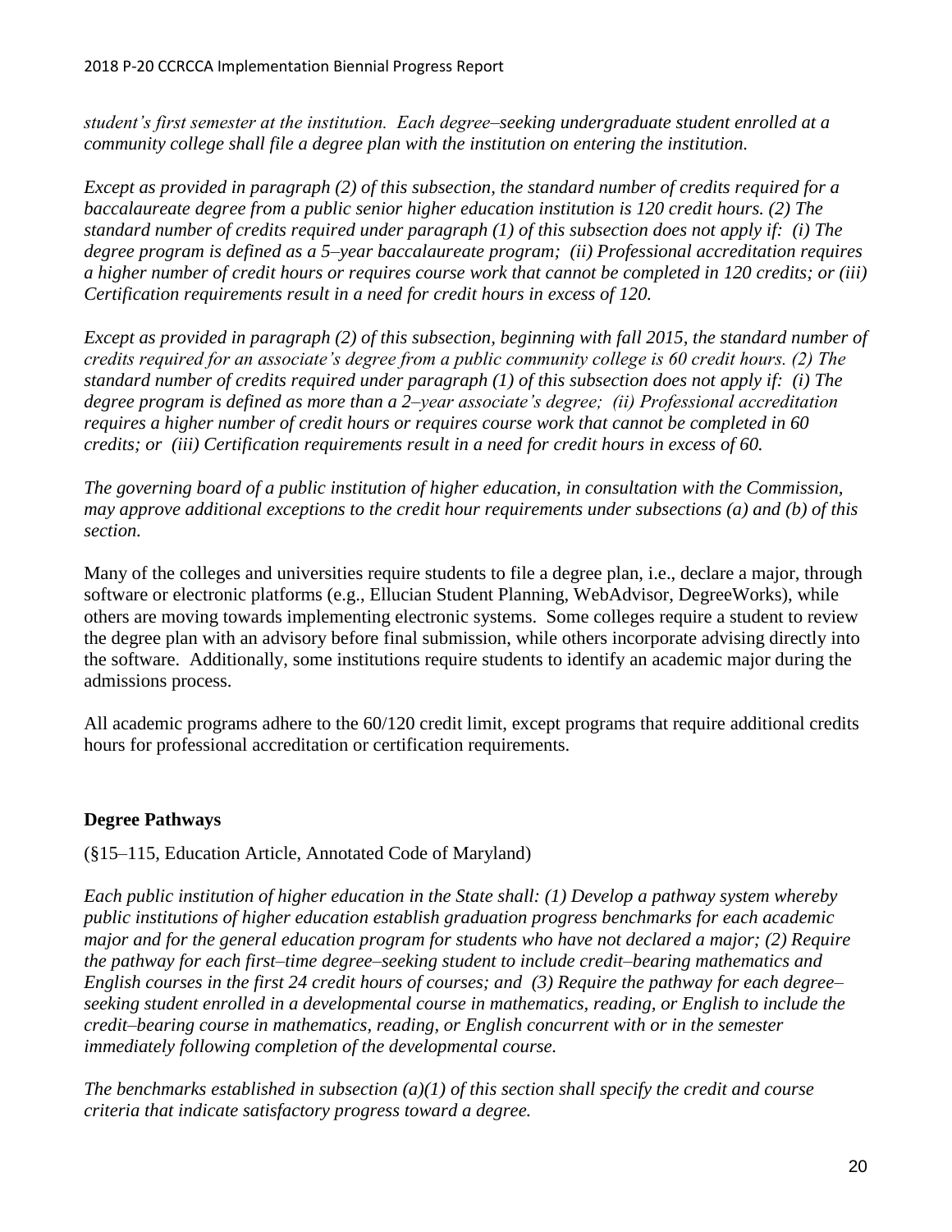*student's first semester at the institution. Each degree–seeking undergraduate student enrolled at a community college shall file a degree plan with the institution on entering the institution.*

*Except as provided in paragraph (2) of this subsection, the standard number of credits required for a baccalaureate degree from a public senior higher education institution is 120 credit hours. (2) The standard number of credits required under paragraph (1) of this subsection does not apply if: (i) The degree program is defined as a 5–year baccalaureate program; (ii) Professional accreditation requires a higher number of credit hours or requires course work that cannot be completed in 120 credits; or (iii) Certification requirements result in a need for credit hours in excess of 120.*

*Except as provided in paragraph (2) of this subsection, beginning with fall 2015, the standard number of credits required for an associate's degree from a public community college is 60 credit hours. (2) The standard number of credits required under paragraph (1) of this subsection does not apply if: (i) The degree program is defined as more than a 2–year associate's degree; (ii) Professional accreditation requires a higher number of credit hours or requires course work that cannot be completed in 60 credits; or (iii) Certification requirements result in a need for credit hours in excess of 60.*

*The governing board of a public institution of higher education, in consultation with the Commission, may approve additional exceptions to the credit hour requirements under subsections (a) and (b) of this section.*

Many of the colleges and universities require students to file a degree plan, i.e., declare a major, through software or electronic platforms (e.g., Ellucian Student Planning, WebAdvisor, DegreeWorks), while others are moving towards implementing electronic systems. Some colleges require a student to review the degree plan with an advisory before final submission, while others incorporate advising directly into the software. Additionally, some institutions require students to identify an academic major during the admissions process.

All academic programs adhere to the 60/120 credit limit, except programs that require additional credits hours for professional accreditation or certification requirements.

**Degree Pathways**

(§15–115, Education Article, Annotated Code of Maryland)

*Each public institution of higher education in the State shall: (1) Develop a pathway system whereby public institutions of higher education establish graduation progress benchmarks for each academic major and for the general education program for students who have not declared a major; (2) Require the pathway for each first–time degree–seeking student to include credit–bearing mathematics and English courses in the first 24 credit hours of courses; and (3) Require the pathway for each degree–seeking student enrolled in a developmental course in mathematics, reading, or English to include the credit–bearing course in mathematics, reading, or English concurrent with or in the semester immediately following completion of the developmental course.*

*The benchmarks established in subsection (a)(1) of this section shall specify the credit and course criteria that indicate satisfactory progress toward a degree.*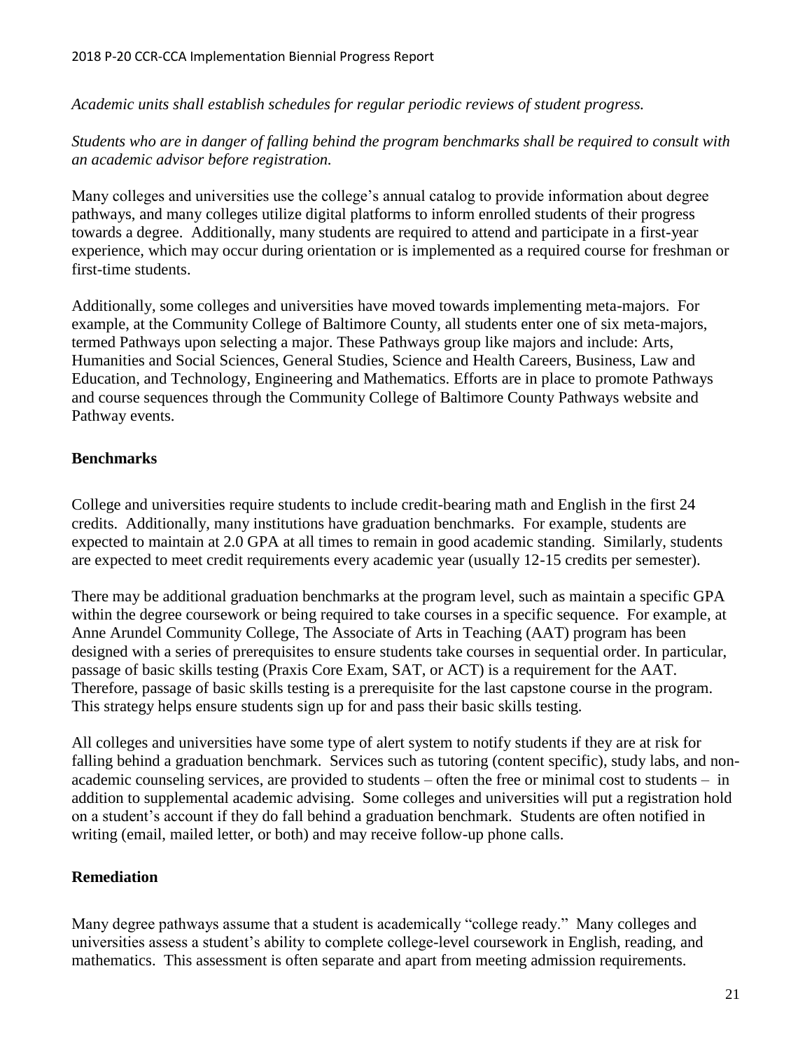*Academic units shall establish schedules for regular periodic reviews of student progress.*

*Students who are in danger of falling behind the program benchmarks shall be required to consult with an academic advisor before registration.*

Many colleges and universities use the college's annual catalog to provide information about degree pathways, and many colleges utilize digital platforms to inform enrolled students of their progress towards a degree. Additionally, many students are required to attend and participate in a first-year experience, which may occur during orientation or is implemented as a required course for freshman or first-time students.

Additionally, some colleges and universities have moved towards implementing meta-majors. For example, at the Community College of Baltimore County, all students enter one of six meta-majors, termed Pathways upon selecting a major. These Pathways group like majors and include: Arts, Humanities and Social Sciences, General Studies, Science and Health Careers, Business, Law and Education, and Technology, Engineering and Mathematics. Efforts are in place to promote Pathways and course sequences through the Community College of Baltimore County Pathways website and Pathway events.

## Benchmarks

College and universities require students to include credit-bearing math and English in the first 24 credits. Additionally, many institutions have graduation benchmarks. For example, students are expected to maintain at 2.0 GPA at all times to remain in good academic standing. Similarly, students are expected to meet credit requirements every academic year (usually 12-15 credits per semester).

There may be additional graduation benchmarks at the program level, such as maintain a specific GPA within the degree coursework or being required to take courses in a specific sequence. For example, at Anne Arundel Community College, The Associate of Arts in Teaching (AAT) program has been designed with a series of prerequisites to ensure students take courses in sequential order. In particular, passage of basic skills testing (Praxis Core Exam, SAT, or ACT) is a requirement for the AAT. Therefore, passage of basic skills testing is a prerequisite for the last capstone course in the program. This strategy helps ensure students sign up for and pass their basic skills testing.

All colleges and universities have some type of alert system to notify students if they are at risk for falling behind a graduation benchmark. Services such as tutoring (content specific), study labs, and non-academic counseling services, are provided to students – often the free or minimal cost to students – in addition to supplemental academic advising. Some colleges and universities will put a registration hold on a student's account if they do fall behind a graduation benchmark. Students are often notified in writing (email, mailed letter, or both) and may receive follow-up phone calls.

## Remediation

Many degree pathways assume that a student is academically "college ready." Many colleges and universities assess a student's ability to complete college-level coursework in English, reading, and mathematics. This assessment is often separate and apart from meeting admission requirements.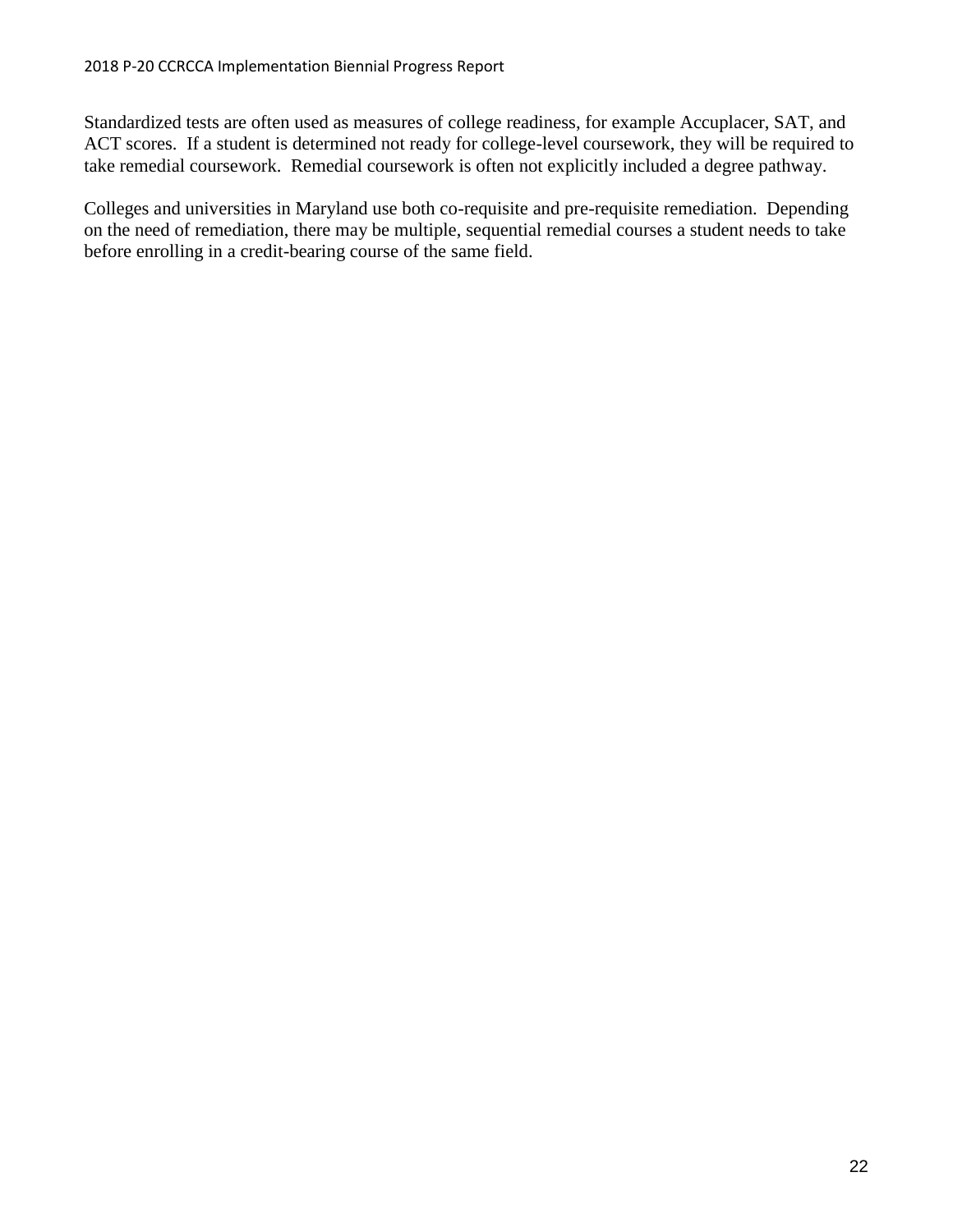Standardized tests are often used as measures of college readiness, for example Accuplacer, SAT, and ACT scores. If a student is determined not ready for college-level coursework, they will be required to take remedial coursework. Remedial coursework is often not explicitly included a degree pathway.

Colleges and universities in Maryland use both co-requisite and pre-requisite remediation. Depending on the need of remediation, there may be multiple, sequential remedial courses a student needs to take before enrolling in a credit-bearing course of the same field.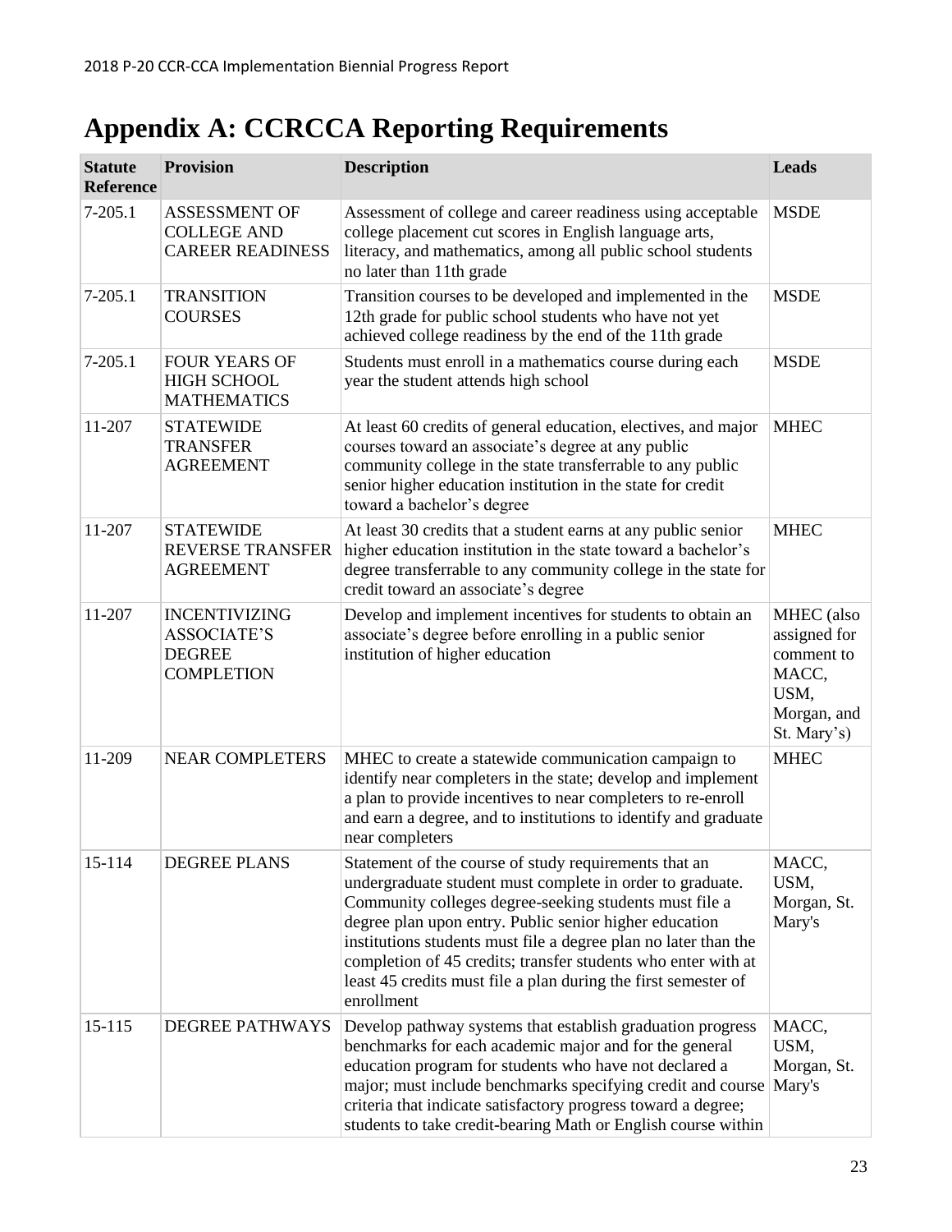# Appendix A: CCRCCA Reporting Requirements

| Statute Reference | Provision | Description | Leads |
|---|---|---|---|
| 7-205.1 | ASSESSMENT OF COLLEGE AND CAREER READINESS | Assessment of college and career readiness using acceptable college placement cut scores in English language arts, literacy, and mathematics, among all public school students no later than 11th grade | MSDE |
| 7-205.1 | TRANSITION COURSES | Transition courses to be developed and implemented in the 12th grade for public school students who have not yet achieved college readiness by the end of the 11th grade | MSDE |
| 7-205.1 | FOUR YEARS OF HIGH SCHOOL MATHEMATICS | Students must enroll in a mathematics course during each year the student attends high school | MSDE |
| 11-207 | STATEWIDE TRANSFER AGREEMENT | At least 60 credits of general education, electives, and major courses toward an associate's degree at any public community college in the state transferrable to any public senior higher education institution in the state for credit toward a bachelor's degree | MHEC |
| 11-207 | STATEWIDE REVERSE TRANSFER AGREEMENT | At least 30 credits that a student earns at any public senior higher education institution in the state toward a bachelor's degree transferrable to any community college in the state for credit toward an associate's degree | MHEC |
| 11-207 | INCENTIVIZING ASSOCIATE'S DEGREE COMPLETION | Develop and implement incentives for students to obtain an associate's degree before enrolling in a public senior institution of higher education | MHEC (also assigned for comment to MACC, USM, Morgan, and St. Mary's) |
| 11-209 | NEAR COMPLETERS | MHEC to create a statewide communication campaign to identify near completers in the state; develop and implement a plan to provide incentives to near completers to re-enroll and earn a degree, and to institutions to identify and graduate near completers | MHEC |
| 15-114 | DEGREE PLANS | Statement of the course of study requirements that an undergraduate student must complete in order to graduate. Community colleges degree-seeking students must file a degree plan upon entry. Public senior higher education institutions students must file a degree plan no later than the completion of 45 credits; transfer students who enter with at least 45 credits must file a plan during the first semester of enrollment | MACC, USM, Morgan, St. Mary's |
| 15-115 | DEGREE PATHWAYS | Develop pathway systems that establish graduation progress benchmarks for each academic major and for the general education program for students who have not declared a major; must include benchmarks specifying credit and course criteria that indicate satisfactory progress toward a degree; students to take credit-bearing Math or English course within | MACC, USM, Morgan, St. Mary's |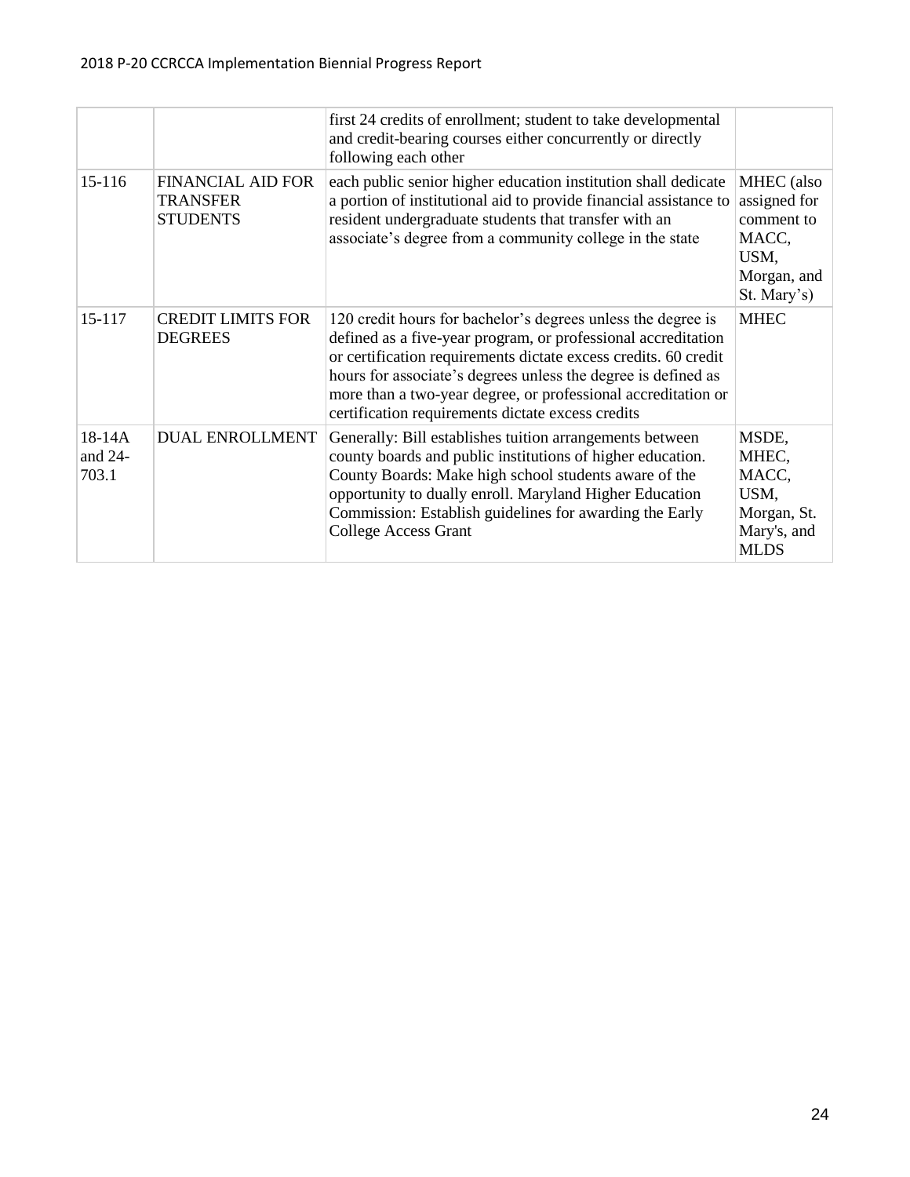| | | first 24 credits of enrollment; student to take developmental and credit-bearing courses either concurrently or directly following each other | |
|---|---|---|---|
| 15-116 | FINANCIAL AID FOR TRANSFER STUDENTS | each public senior higher education institution shall dedicate a portion of institutional aid to provide financial assistance to resident undergraduate students that transfer with an associate's degree from a community college in the state | MHEC (also assigned for comment to MACC, USM, Morgan, and St. Mary's) |
| 15-117 | CREDIT LIMITS FOR DEGREES | 120 credit hours for bachelor's degrees unless the degree is defined as a five-year program, or professional accreditation or certification requirements dictate excess credits. 60 credit hours for associate's degrees unless the degree is defined as more than a two-year degree, or professional accreditation or certification requirements dictate excess credits | MHEC |
| 18-14A and 24-703.1 | DUAL ENROLLMENT | Generally: Bill establishes tuition arrangements between county boards and public institutions of higher education. County Boards: Make high school students aware of the opportunity to dually enroll. Maryland Higher Education Commission: Establish guidelines for awarding the Early College Access Grant | MSDE, MHEC, MACC, USM, Morgan, St. Mary's, and MLDS |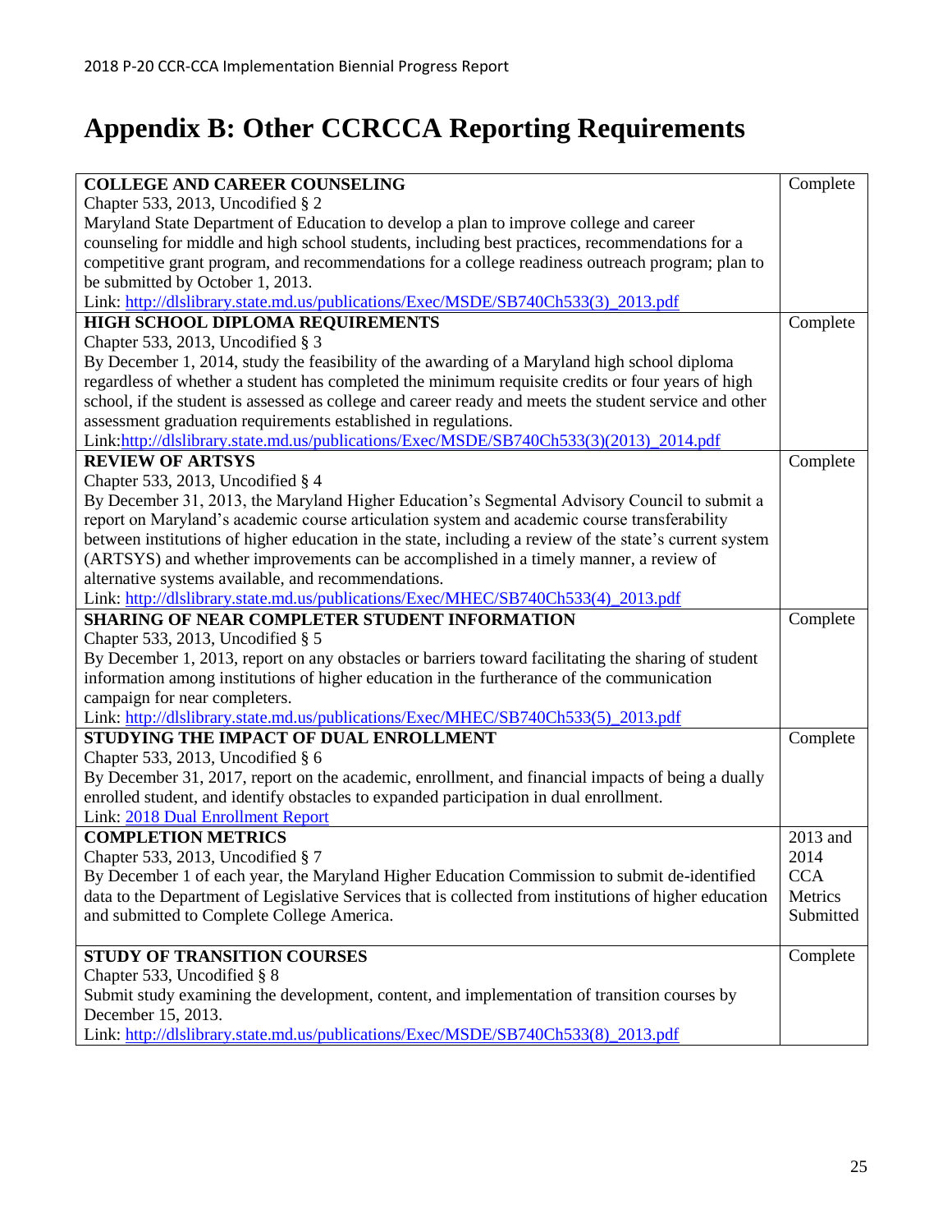# Appendix B: Other CCRCCA Reporting Requirements

| | |
|---|---|
| **COLLEGE AND CAREER COUNSELING**<br>Chapter 533, 2013, Uncodified § 2<br>Maryland State Department of Education to develop a plan to improve college and career counseling for middle and high school students, including best practices, recommendations for a competitive grant program, and recommendations for a college readiness outreach program; plan to be submitted by October 1, 2013.<br>Link: http://dlslibrary.state.md.us/publications/Exec/MSDE/SB740Ch533(3)_2013.pdf | Complete |
| **HIGH SCHOOL DIPLOMA REQUIREMENTS**<br>Chapter 533, 2013, Uncodified § 3<br>By December 1, 2014, study the feasibility of the awarding of a Maryland high school diploma regardless of whether a student has completed the minimum requisite credits or four years of high school, if the student is assessed as college and career ready and meets the student service and other assessment graduation requirements established in regulations.<br>Link:http://dlslibrary.state.md.us/publications/Exec/MSDE/SB740Ch533(3)(2013)_2014.pdf | Complete |
| **REVIEW OF ARTSYS**<br>Chapter 533, 2013, Uncodified § 4<br>By December 31, 2013, the Maryland Higher Education's Segmental Advisory Council to submit a report on Maryland's academic course articulation system and academic course transferability between institutions of higher education in the state, including a review of the state's current system (ARTSYS) and whether improvements can be accomplished in a timely manner, a review of alternative systems available, and recommendations.<br>Link: http://dlslibrary.state.md.us/publications/Exec/MHEC/SB740Ch533(4)_2013.pdf | Complete |
| **SHARING OF NEAR COMPLETER STUDENT INFORMATION**<br>Chapter 533, 2013, Uncodified § 5<br>By December 1, 2013, report on any obstacles or barriers toward facilitating the sharing of student information among institutions of higher education in the furtherance of the communication campaign for near completers.<br>Link: http://dlslibrary.state.md.us/publications/Exec/MHEC/SB740Ch533(5)_2013.pdf | Complete |
| **STUDYING THE IMPACT OF DUAL ENROLLMENT**<br>Chapter 533, 2013, Uncodified § 6<br>By December 31, 2017, report on the academic, enrollment, and financial impacts of being a dually enrolled student, and identify obstacles to expanded participation in dual enrollment.<br>Link: 2018 Dual Enrollment Report | Complete |
| **COMPLETION METRICS**<br>Chapter 533, 2013, Uncodified § 7<br>By December 1 of each year, the Maryland Higher Education Commission to submit de-identified data to the Department of Legislative Services that is collected from institutions of higher education and submitted to Complete College America. | 2013 and 2014 CCA Metrics Submitted |
| **STUDY OF TRANSITION COURSES**<br>Chapter 533, Uncodified § 8<br>Submit study examining the development, content, and implementation of transition courses by December 15, 2013.<br>Link: http://dlslibrary.state.md.us/publications/Exec/MSDE/SB740Ch533(8)_2013.pdf | Complete |